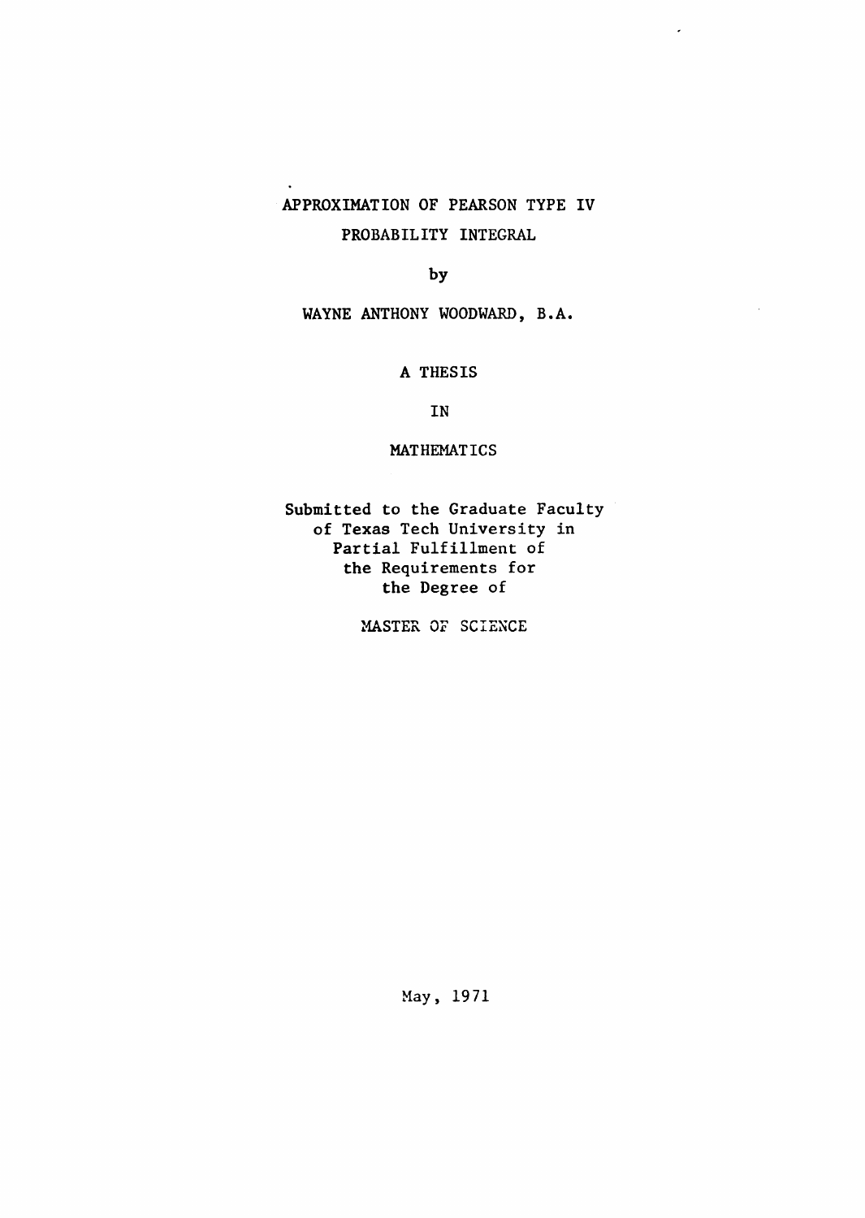# APPROXIMATION OF PEARSON TYPE IV PROBABILITY INTEGRAL

by

WAYNE ANTHONY WOODWARD, B.A.

A THESIS

IN

MATHEMATICS

Submitted to the Graduate Faculty
of Texas Tech University in
Partial Fulfillment of
the Requirements for
the Degree of

MASTER OF SCIENCE

May, 1971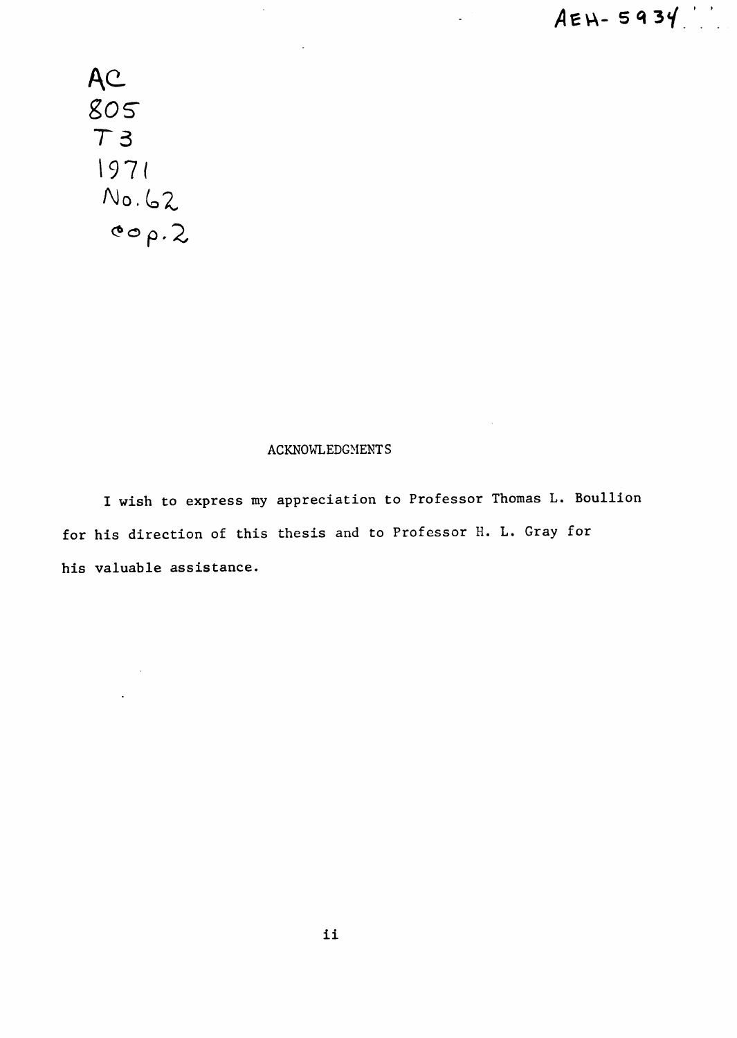AEH-5934

AC
805
T3
1971
No. 62
cop. 2

## ACKNOWLEDGMENTS

I wish to express my appreciation to Professor Thomas L. Boullion for his direction of this thesis and to Professor H. L. Gray for his valuable assistance.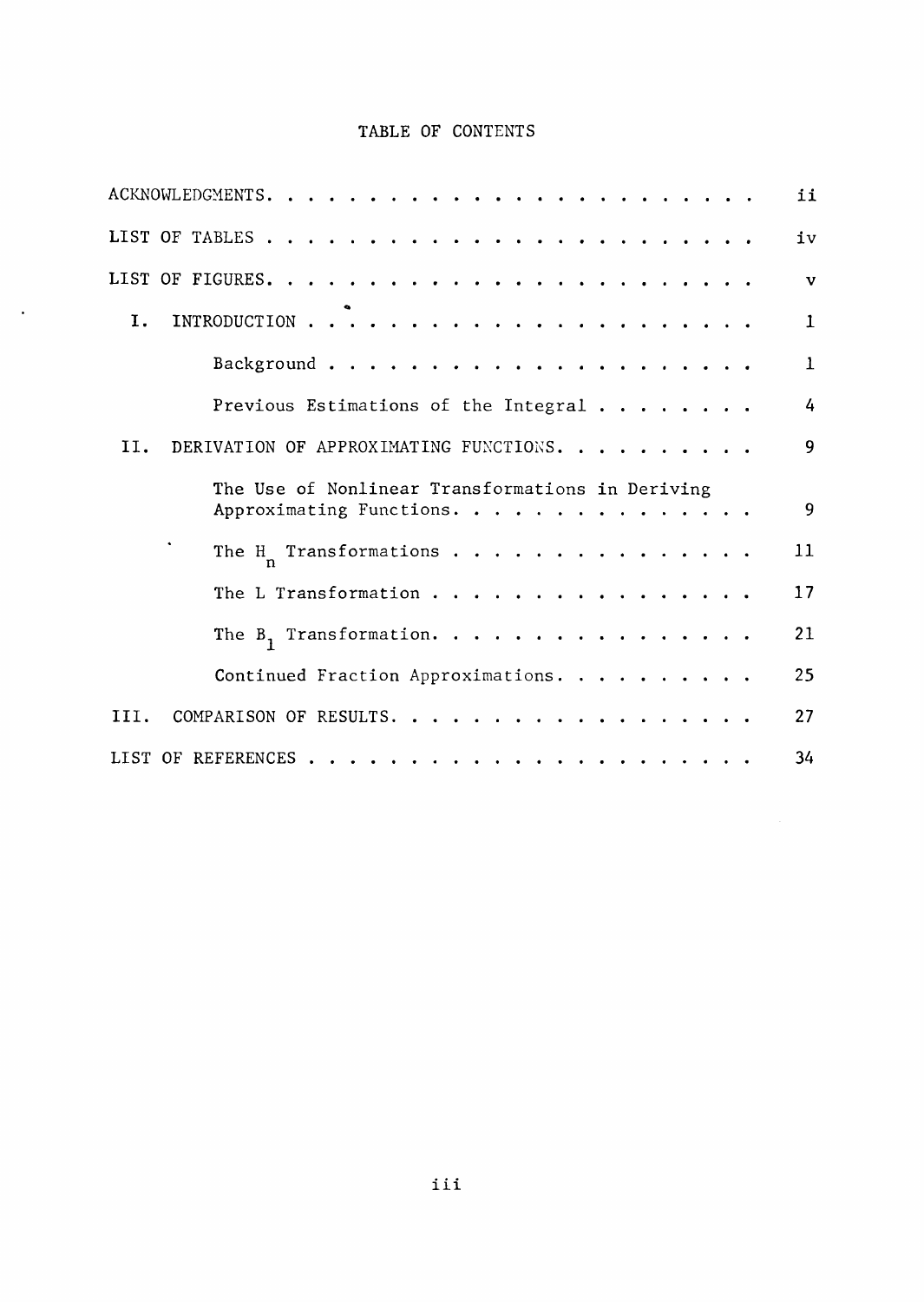# TABLE OF CONTENTS

| | |
|---|---|
| ACKNOWLEDGMENTS | ii |
| LIST OF TABLES | iv |
| LIST OF FIGURES | v |
| I. INTRODUCTION | 1 |
| Background | 1 |
| Previous Estimations of the Integral | 4 |
| II. DERIVATION OF APPROXIMATING FUNCTIONS | 9 |
| The Use of Nonlinear Transformations in Deriving Approximating Functions | 9 |
| The $H_n$ Transformations | 11 |
| The L Transformation | 17 |
| The $B_1$ Transformation | 21 |
| Continued Fraction Approximations | 25 |
| III. COMPARISON OF RESULTS | 27 |
| LIST OF REFERENCES | 34 |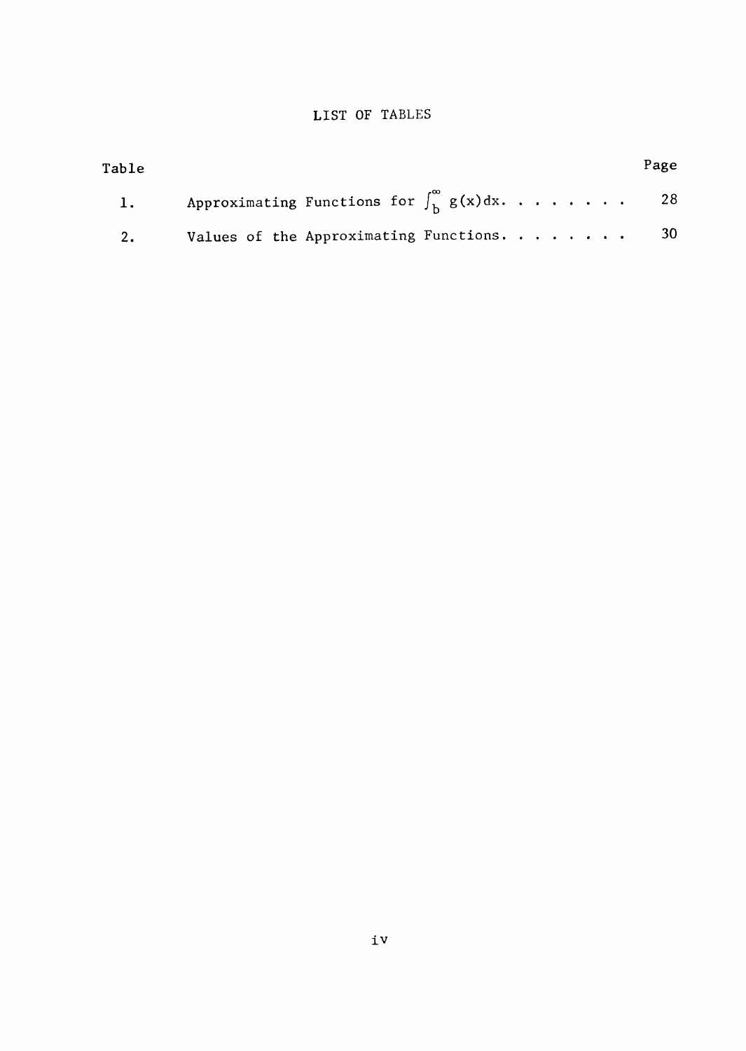# LIST OF TABLES

| Table | | Page |
|---|---|---|
| 1. | Approximating Functions for $\int_b^\infty g(x)dx$. . . . . . . . | 28 |
| 2. | Values of the Approximating Functions. . . . . . . . | 30 |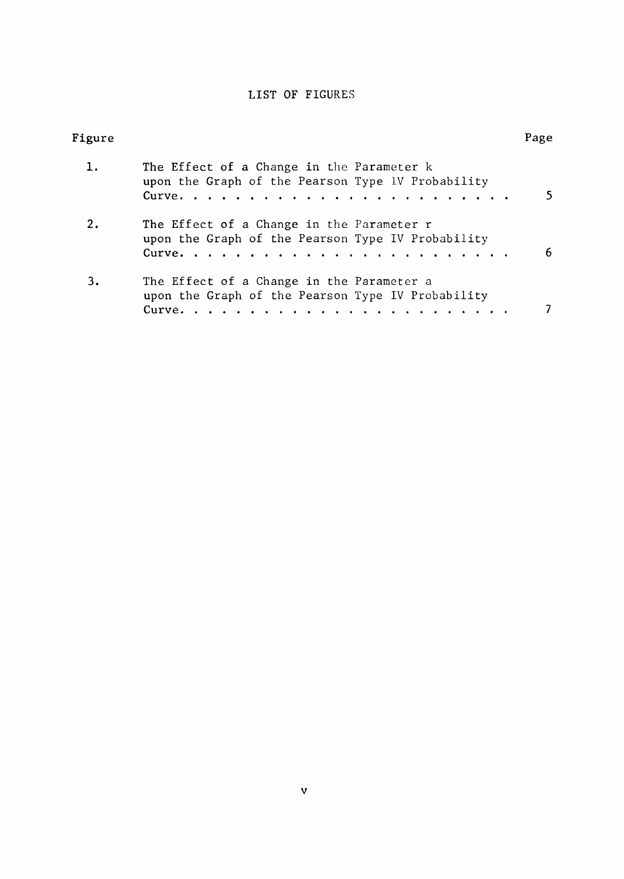# LIST OF FIGURES

| Figure | | Page |
|---|---|---|
| 1. | The Effect of a Change in the Parameter k upon the Graph of the Pearson Type IV Probability Curve. . . . . . . . . . . . . . . . . . . . . . | 5 |
| 2. | The Effect of a Change in the Parameter r upon the Graph of the Pearson Type IV Probability Curve. . . . . . . . . . . . . . . . . . . . . . | 6 |
| 3. | The Effect of a Change in the Parameter a upon the Graph of the Pearson Type IV Probability Curve. . . . . . . . . . . . . . . . . . . . . . | 7 |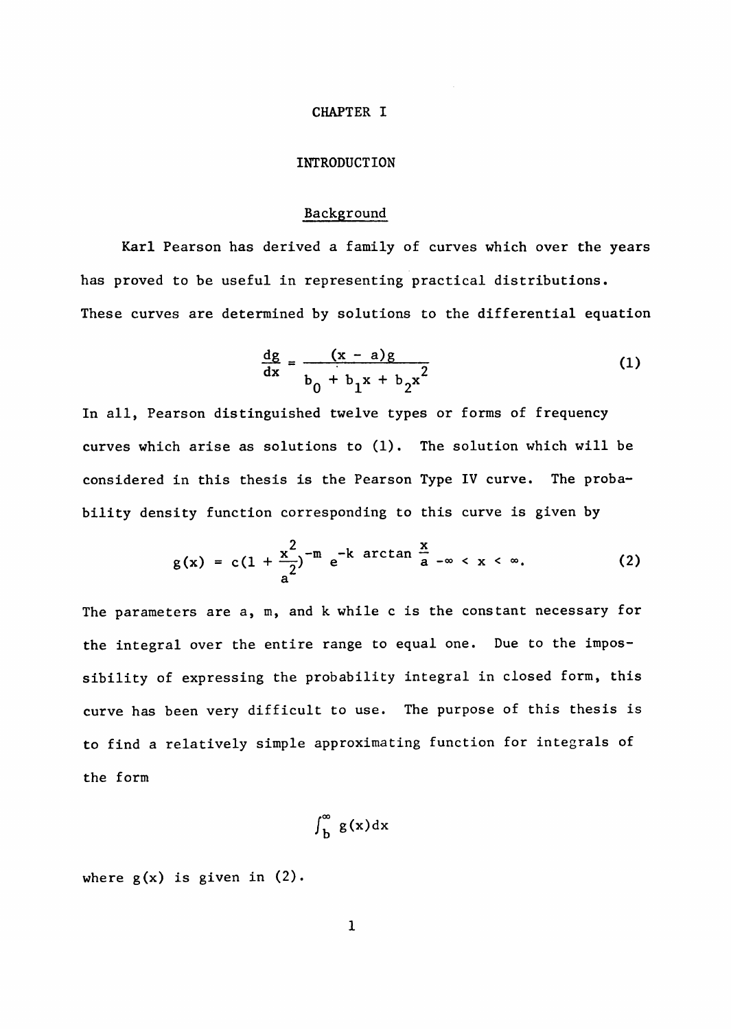# CHAPTER I

# INTRODUCTION

## Background

Karl Pearson has derived a family of curves which over the years has proved to be useful in representing practical distributions. These curves are determined by solutions to the differential equation

$$\frac{dg}{dx} = \frac{(x - a)g}{b_0 + b_1 x + b_2 x^2} \tag{1}$$

In all, Pearson distinguished twelve types or forms of frequency curves which arise as solutions to (1). The solution which will be considered in this thesis is the Pearson Type IV curve. The probability density function corresponding to this curve is given by

$$g(x) = c(1 + \frac{x^2}{a^2})^{-m} e^{-k \arctan \frac{x}{a}} \quad -\infty < x < \infty. \tag{2}$$

The parameters are a, m, and k while c is the constant necessary for the integral over the entire range to equal one. Due to the impossibility of expressing the probability integral in closed form, this curve has been very difficult to use. The purpose of this thesis is to find a relatively simple approximating function for integrals of the form

$$\int_b^\infty g(x)dx$$

where g(x) is given in (2).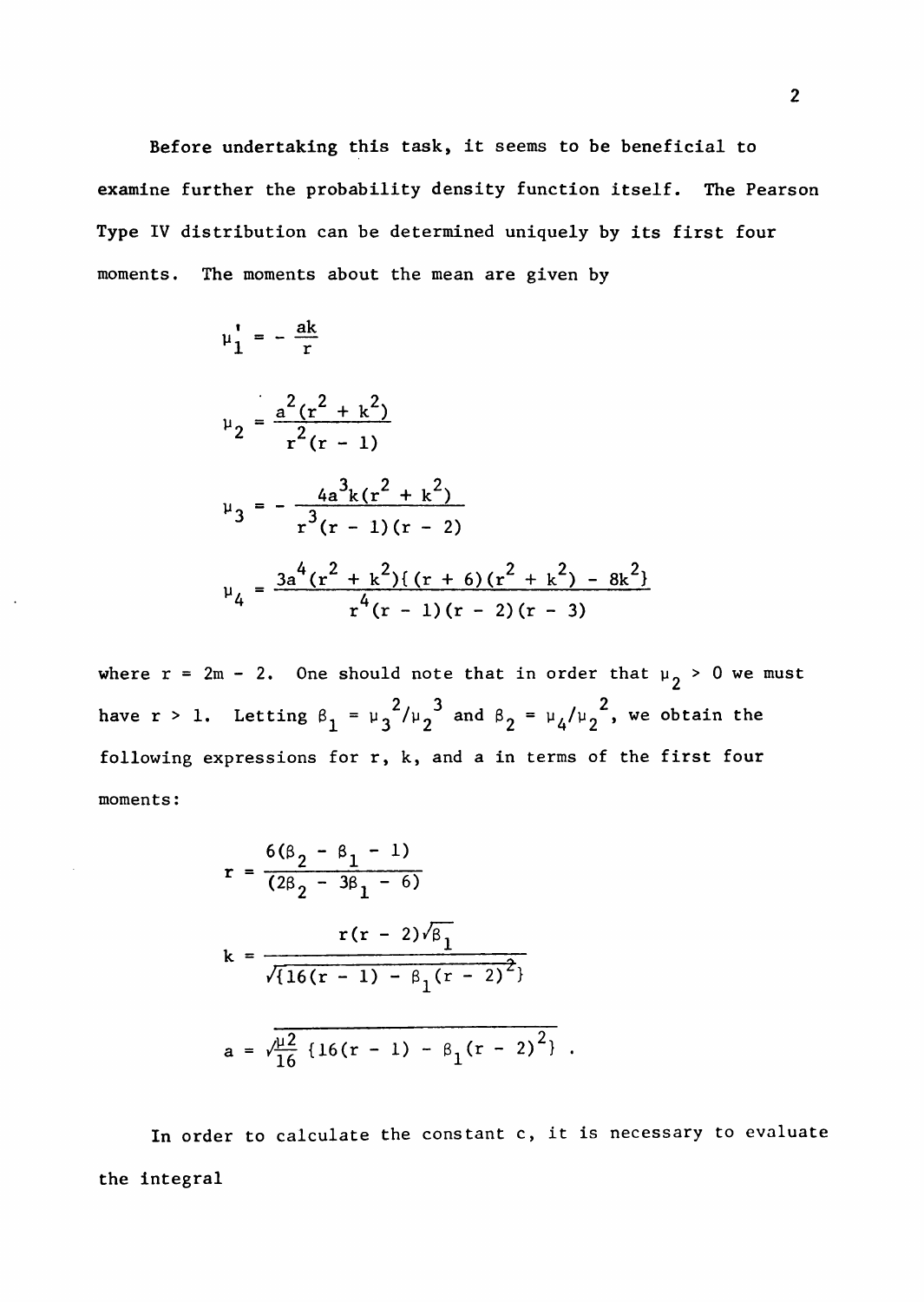Before undertaking this task, it seems to be beneficial to examine further the probability density function itself. The Pearson Type IV distribution can be determined uniquely by its first four moments. The moments about the mean are given by

$$\mu_1' = -\frac{ak}{r}$$

$$\mu_2 = \frac{a^2(r^2 + k^2)}{r^2(r - 1)}$$

$$\mu_3 = -\frac{4a^3k(r^2 + k^2)}{r^3(r - 1)(r - 2)}$$

$$\mu_4 = \frac{3a^4(r^2 + k^2)\{(r + 6)(r^2 + k^2) - 8k^2\}}{r^4(r - 1)(r - 2)(r - 3)}$$

where $r = 2m - 2$. One should note that in order that $\mu_2 > 0$ we must have $r > 1$. Letting $\beta_1 = \mu_3{}^2/\mu_2{}^3$ and $\beta_2 = \mu_4/\mu_2{}^2$, we obtain the following expressions for r, k, and a in terms of the first four moments:

$$r = \frac{6(\beta_2 - \beta_1 - 1)}{(2\beta_2 - 3\beta_1 - 6)}$$

$$k = \frac{r(r - 2)\sqrt{\beta_1}}{\sqrt{\{16(r - 1) - \beta_1(r - 2)^2\}}}$$

$$a = \sqrt{\frac{\mu_2}{16}\{16(r - 1) - \beta_1(r - 2)^2\}} .$$

In order to calculate the constant c, it is necessary to evaluate the integral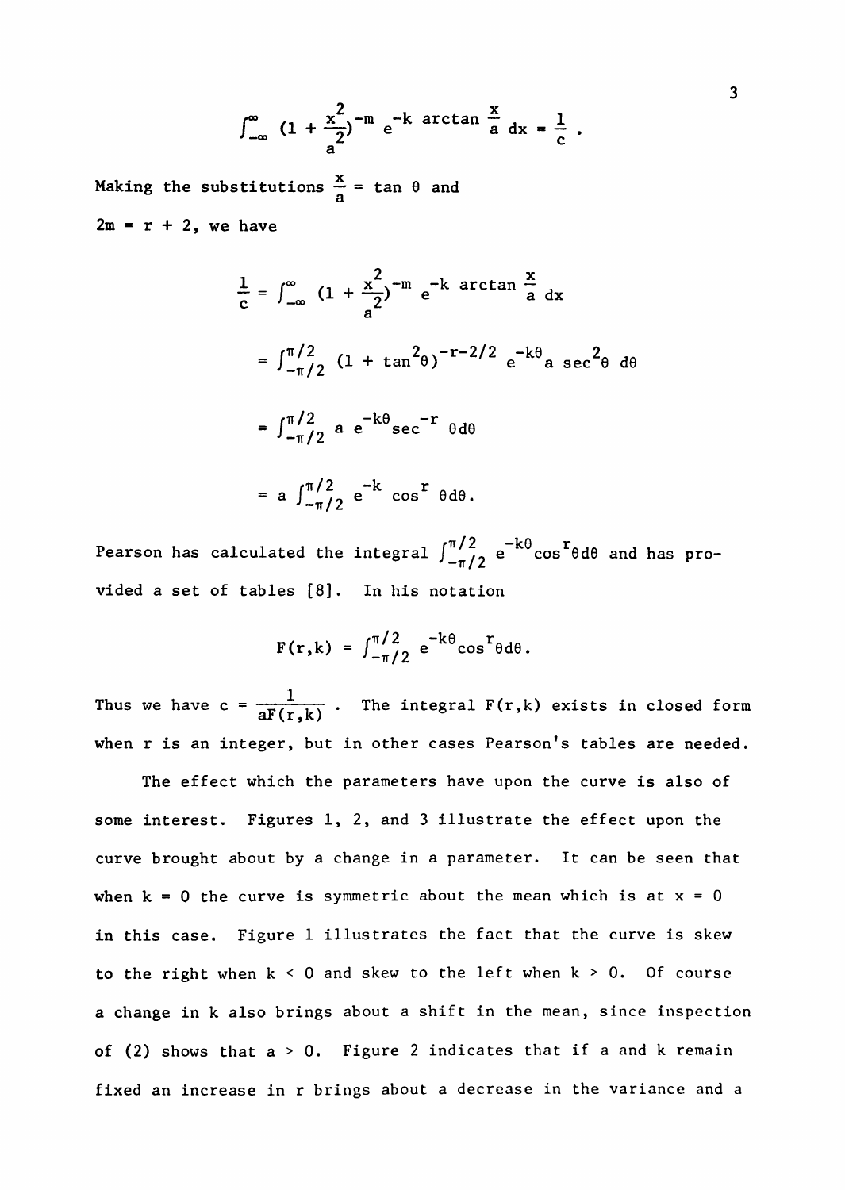$$\int_{-\infty}^{\infty} (1 + \frac{x^2}{a^2})^{-m} e^{-k \arctan \frac{x}{a}} dx = \frac{1}{c} .$$

Making the substitutions $\frac{x}{a} = \tan \theta$ and $2m = r + 2$, we have

$$\frac{1}{c} = \int_{-\infty}^{\infty} (1 + \frac{x^2}{a^2})^{-m} e^{-k \arctan \frac{x}{a}} dx$$

$$= \int_{-\pi/2}^{\pi/2} (1 + \tan^2\theta)^{-r-2/2} e^{-k\theta} a \sec^2\theta \, d\theta$$

$$= \int_{-\pi/2}^{\pi/2} a \, e^{-k\theta} \sec^{-r} \theta d\theta$$

$$= a \int_{-\pi/2}^{\pi/2} e^{-k} \cos^r \theta d\theta.$$

Pearson has calculated the integral $\int_{-\pi/2}^{\pi/2} e^{-k\theta} \cos^r\theta d\theta$ and has provided a set of tables [8]. In his notation

$$F(r,k) = \int_{-\pi/2}^{\pi/2} e^{-k\theta} \cos^r\theta d\theta.$$

Thus we have $c = \frac{1}{aF(r,k)}$ . The integral $F(r,k)$ exists in closed form when r is an integer, but in other cases Pearson's tables are needed.

The effect which the parameters have upon the curve is also of some interest. Figures 1, 2, and 3 illustrate the effect upon the curve brought about by a change in a parameter. It can be seen that when $k = 0$ the curve is symmetric about the mean which is at $x = 0$ in this case. Figure 1 illustrates the fact that the curve is skew to the right when $k < 0$ and skew to the left when $k > 0$. Of course a change in k also brings about a shift in the mean, since inspection of (2) shows that $a > 0$. Figure 2 indicates that if a and k remain fixed an increase in r brings about a decrease in the variance and a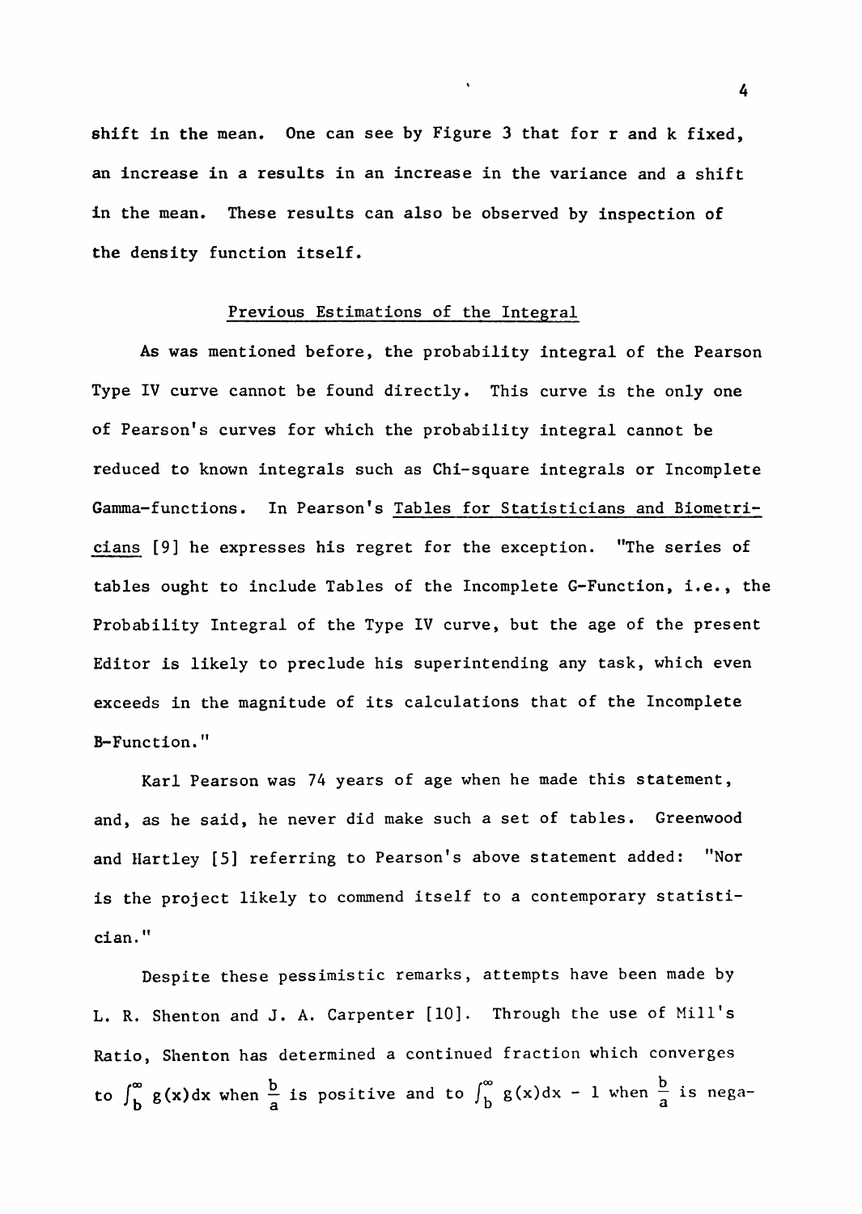shift in the mean. One can see by Figure 3 that for r and k fixed, an increase in a results in an increase in the variance and a shift in the mean. These results can also be observed by inspection of the density function itself.

## Previous Estimations of the Integral

As was mentioned before, the probability integral of the Pearson Type IV curve cannot be found directly. This curve is the only one of Pearson's curves for which the probability integral cannot be reduced to known integrals such as Chi-square integrals or Incomplete Gamma-functions. In Pearson's Tables for Statisticians and Biometricians [9] he expresses his regret for the exception. "The series of tables ought to include Tables of the Incomplete G-Function, i.e., the Probability Integral of the Type IV curve, but the age of the present Editor is likely to preclude his superintending any task, which even exceeds in the magnitude of its calculations that of the Incomplete B-Function."

Karl Pearson was 74 years of age when he made this statement, and, as he said, he never did make such a set of tables. Greenwood and Hartley [5] referring to Pearson's above statement added: "Nor is the project likely to commend itself to a contemporary statistician."

Despite these pessimistic remarks, attempts have been made by L. R. Shenton and J. A. Carpenter [10]. Through the use of Mill's Ratio, Shenton has determined a continued fraction which converges to $\int_b^\infty g(x)dx$ when $\frac{b}{a}$ is positive and to $\int_b^\infty g(x)dx - 1$ when $\frac{b}{a}$ is nega-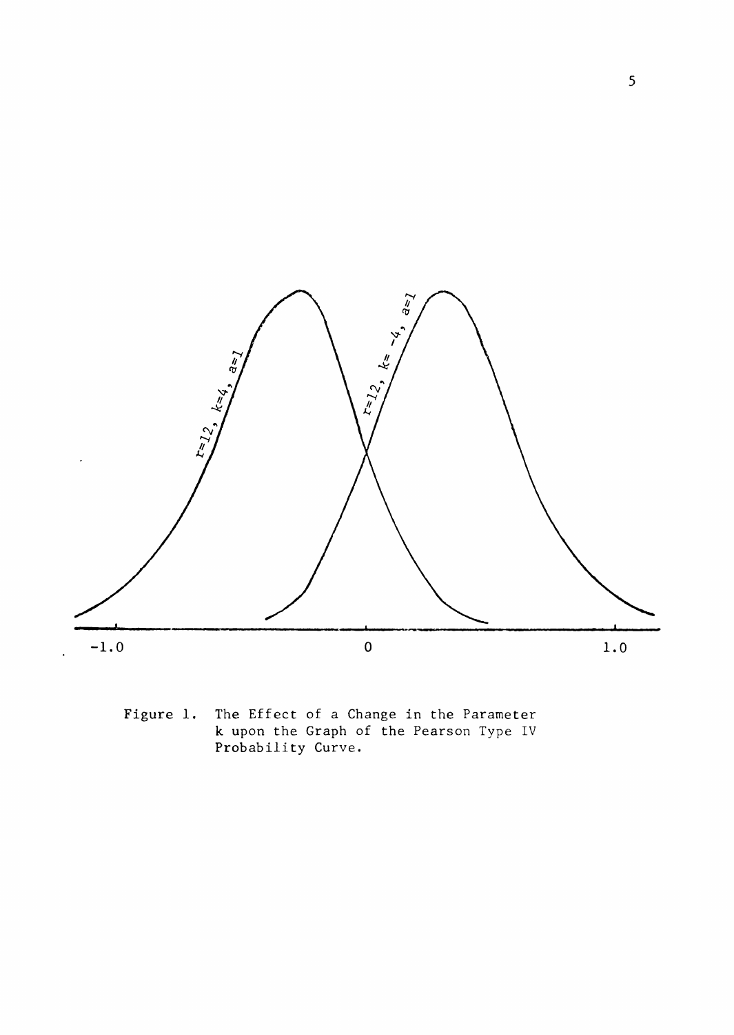Figure 1. The Effect of a Change in the Parameter k upon the Graph of the Pearson Type IV Probability Curve.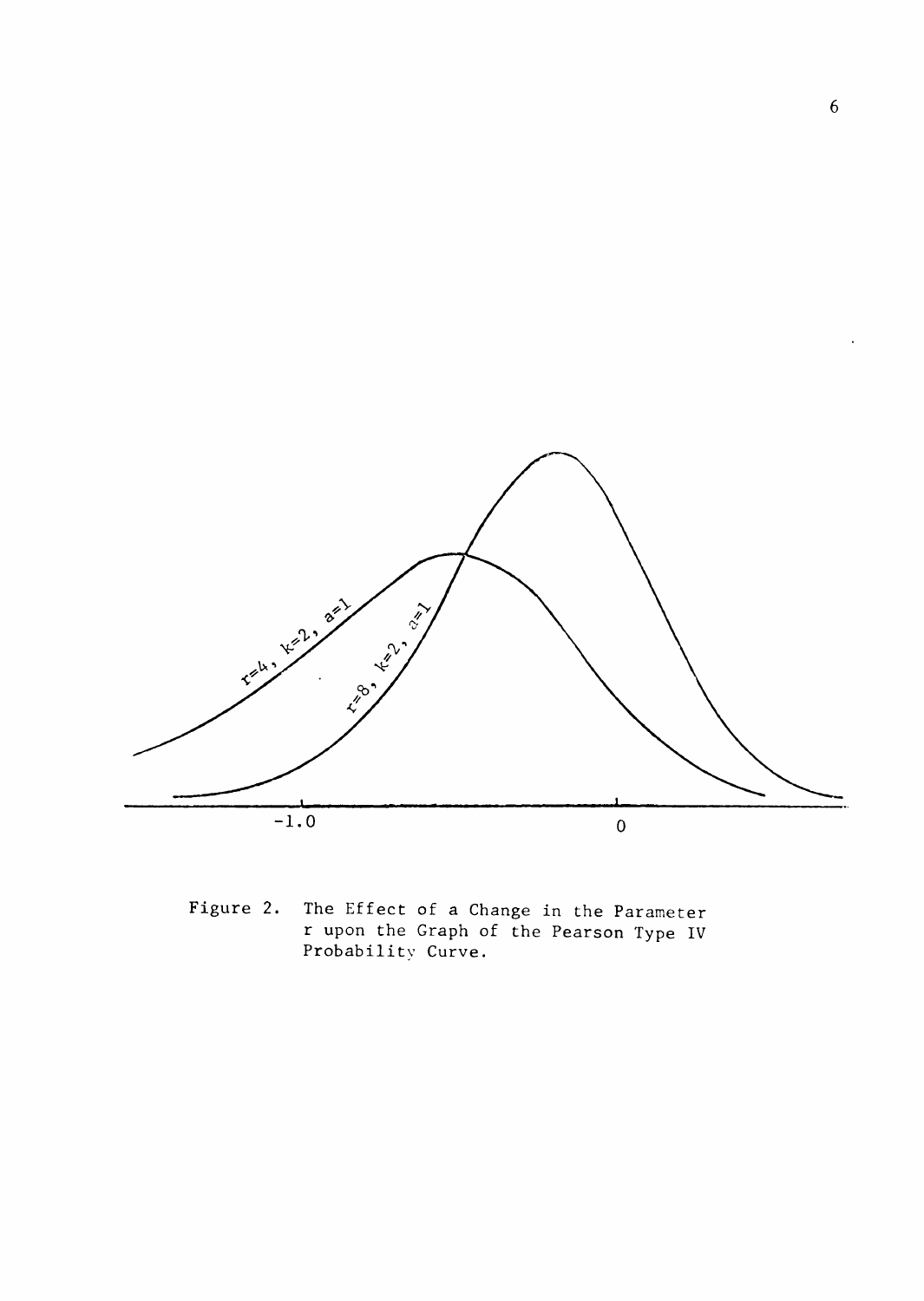Figure 2. The Effect of a Change in the Parameter r upon the Graph of the Pearson Type IV Probability Curve.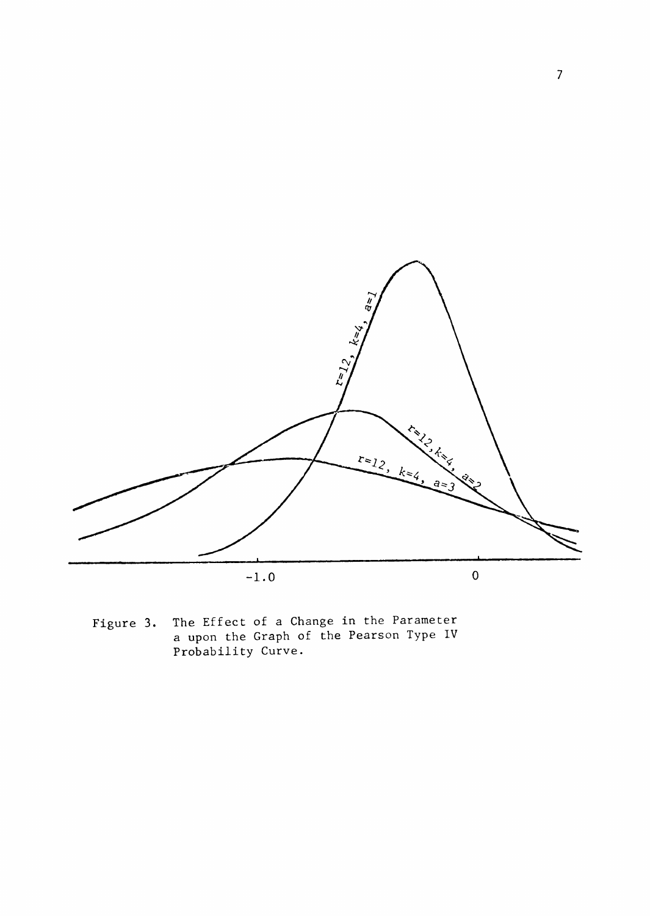Figure 3. The Effect of a Change in the Parameter a upon the Graph of the Pearson Type IV Probability Curve.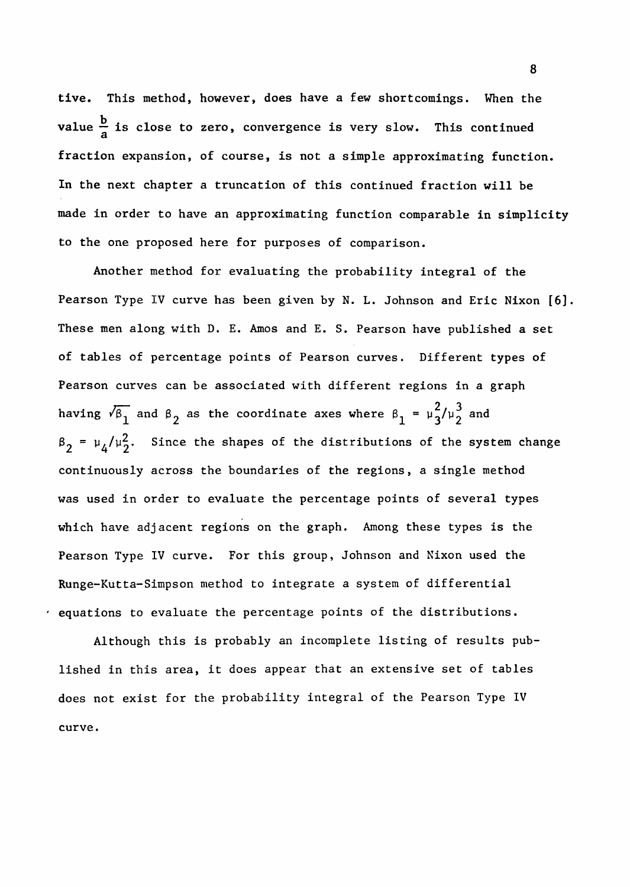tive. This method, however, does have a few shortcomings. When the value $\frac{b}{a}$ is close to zero, convergence is very slow. This continued fraction expansion, of course, is not a simple approximating function. In the next chapter a truncation of this continued fraction will be made in order to have an approximating function comparable in simplicity to the one proposed here for purposes of comparison.

Another method for evaluating the probability integral of the Pearson Type IV curve has been given by N. L. Johnson and Eric Nixon [6]. These men along with D. E. Amos and E. S. Pearson have published a set of tables of percentage points of Pearson curves. Different types of Pearson curves can be associated with different regions in a graph having $\sqrt{\beta_1}$ and $\beta_2$ as the coordinate axes where $\beta_1 = \mu_3^2/\mu_2^3$ and $\beta_2 = \mu_4/\mu_2^2$. Since the shapes of the distributions of the system change continuously across the boundaries of the regions, a single method was used in order to evaluate the percentage points of several types which have adjacent regions on the graph. Among these types is the Pearson Type IV curve. For this group, Johnson and Nixon used the Runge-Kutta-Simpson method to integrate a system of differential equations to evaluate the percentage points of the distributions.

Although this is probably an incomplete listing of results published in this area, it does appear that an extensive set of tables does not exist for the probability integral of the Pearson Type IV curve.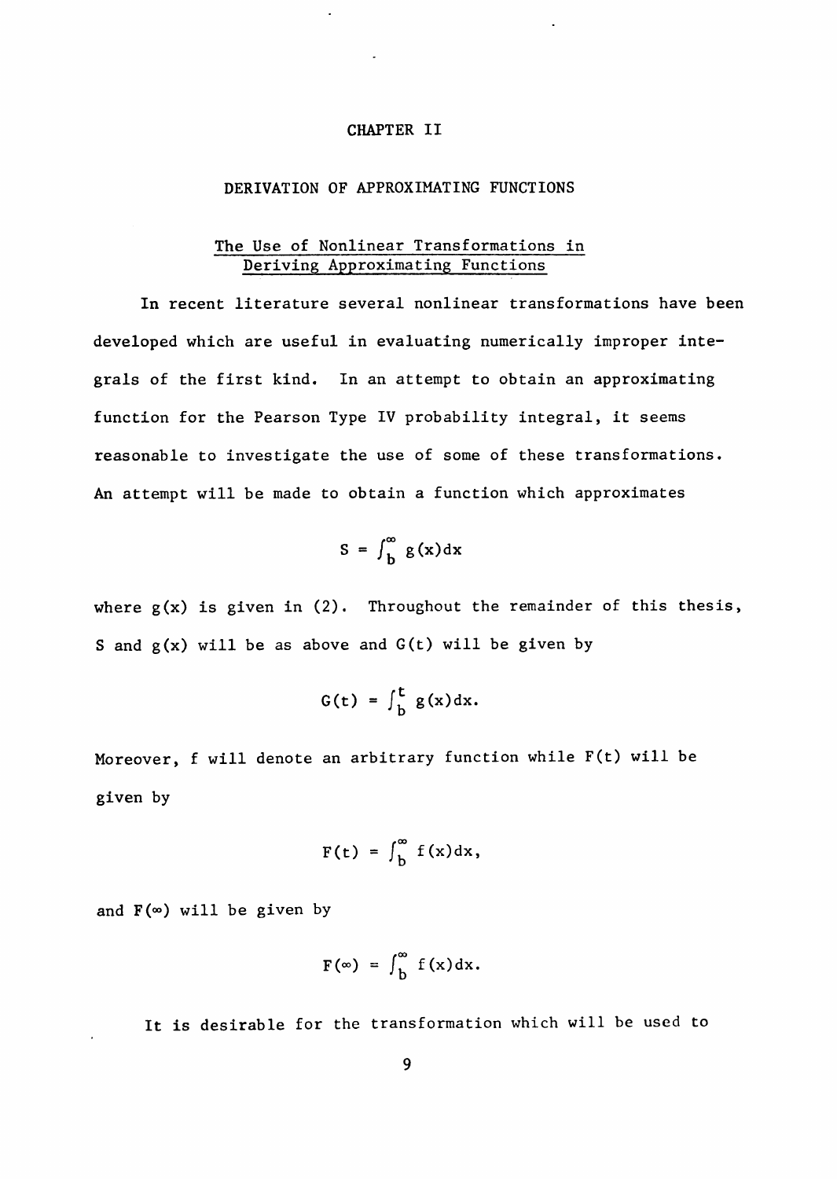# CHAPTER II

## DERIVATION OF APPROXIMATING FUNCTIONS

### The Use of Nonlinear Transformations in Deriving Approximating Functions

In recent literature several nonlinear transformations have been developed which are useful in evaluating numerically improper integrals of the first kind. In an attempt to obtain an approximating function for the Pearson Type IV probability integral, it seems reasonable to investigate the use of some of these transformations. An attempt will be made to obtain a function which approximates

$$S = \int_b^\infty g(x)dx$$

where $g(x)$ is given in (2). Throughout the remainder of this thesis, S and $g(x)$ will be as above and $G(t)$ will be given by

$$G(t) = \int_b^t g(x)dx.$$

Moreover, f will denote an arbitrary function while $F(t)$ will be given by

$$F(t) = \int_b^\infty f(x)dx,$$

and $F(\infty)$ will be given by

$$F(\infty) = \int_b^\infty f(x)dx.$$

It is desirable for the transformation which will be used to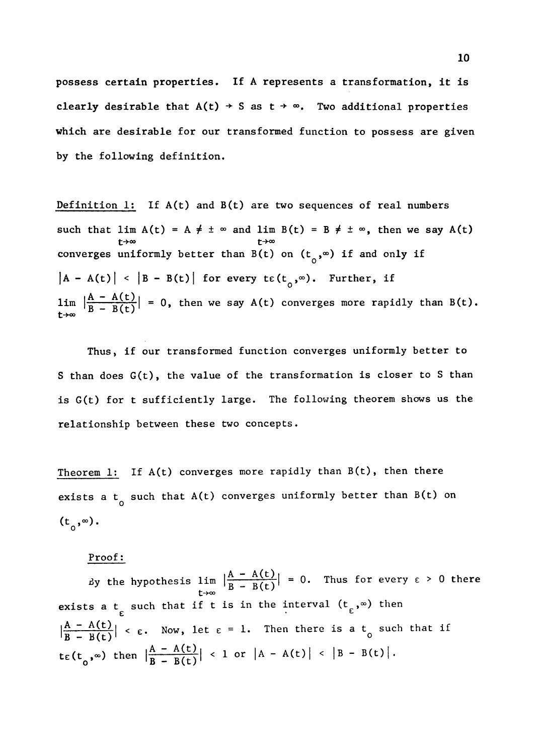possess certain properties. If A represents a transformation, it is clearly desirable that $A(t) \to S$ as $t \to \infty$. Two additional properties which are desirable for our transformed function to possess are given by the following definition.

<u>Definition 1:</u> If $A(t)$ and $B(t)$ are two sequences of real numbers such that $\lim_{t\to\infty} A(t) = A \neq \pm \infty$ and $\lim_{t\to\infty} B(t) = B \neq \pm \infty$, then we say $A(t)$ converges uniformly better than $B(t)$ on $(t_0,\infty)$ if and only if $|A - A(t)| < |B - B(t)|$ for every $t \in (t_0,\infty)$. Further, if $\lim_{t\to\infty} \left|\frac{A - A(t)}{B - B(t)}\right| = 0$, then we say $A(t)$ converges more rapidly than $B(t)$.

Thus, if our transformed function converges uniformly better to S than does $G(t)$, the value of the transformation is closer to S than is $G(t)$ for t sufficiently large. The following theorem shows us the relationship between these two concepts.

<u>Theorem 1:</u> If $A(t)$ converges more rapidly than $B(t)$, then there exists a $t_0$ such that $A(t)$ converges uniformly better than $B(t)$ on $(t_0,\infty)$.

<u>Proof:</u>

By the hypothesis $\lim_{t\to\infty} \left|\frac{A - A(t)}{B - B(t)}\right| = 0$. Thus for every $\varepsilon > 0$ there exists a $t_\varepsilon$ such that if t is in the interval $(t_\varepsilon,\infty)$ then $\left|\frac{A - A(t)}{B - B(t)}\right| < \varepsilon$. Now, let $\varepsilon = 1$. Then there is a $t_0$ such that if $t \in (t_0,\infty)$ then $\left|\frac{A - A(t)}{B - B(t)}\right| < 1$ or $|A - A(t)| < |B - B(t)|$.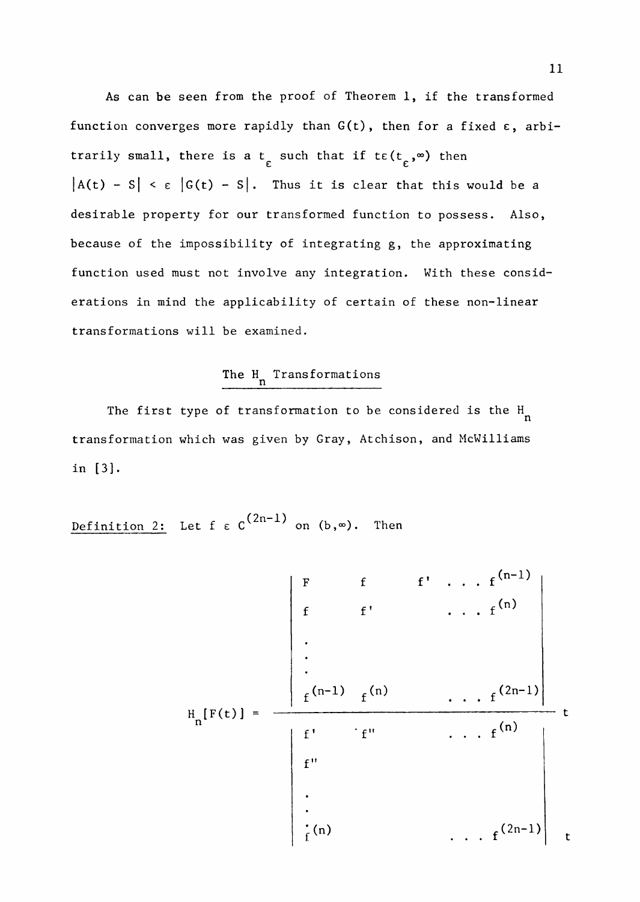As can be seen from the proof of Theorem 1, if the transformed function converges more rapidly than $G(t)$, then for a fixed $\varepsilon$, arbitrarily small, there is a $t_\varepsilon$ such that if $t \varepsilon (t_\varepsilon, \infty)$ then $|A(t) - S| < \varepsilon\, |G(t) - S|$. Thus it is clear that this would be a desirable property for our transformed function to possess. Also, because of the impossibility of integrating g, the approximating function used must not involve any integration. With these considerations in mind the applicability of certain of these non-linear transformations will be examined.

## The $H_n$ Transformations

The first type of transformation to be considered is the $H_n$ transformation which was given by Gray, Atchison, and McWilliams in [3].

Definition 2: Let $f \in C^{(2n-1)}$ on $(b,\infty)$. Then

$$
H_n[F(t)] = \frac{\begin{vmatrix} F & f & f' & \cdots & f^{(n-1)} \\ f & f' & & \cdots & f^{(n)} \\ \vdots & & & & \\ f^{(n-1)} & f^{(n)} & & \cdots & f^{(2n-1)} \end{vmatrix}_t}{\begin{vmatrix} f' & f'' & \cdots & f^{(n)} \\ f'' & & & \\ \vdots & & & \\ f^{(n)} & & \cdots & f^{(2n-1)} \end{vmatrix}_t}
$$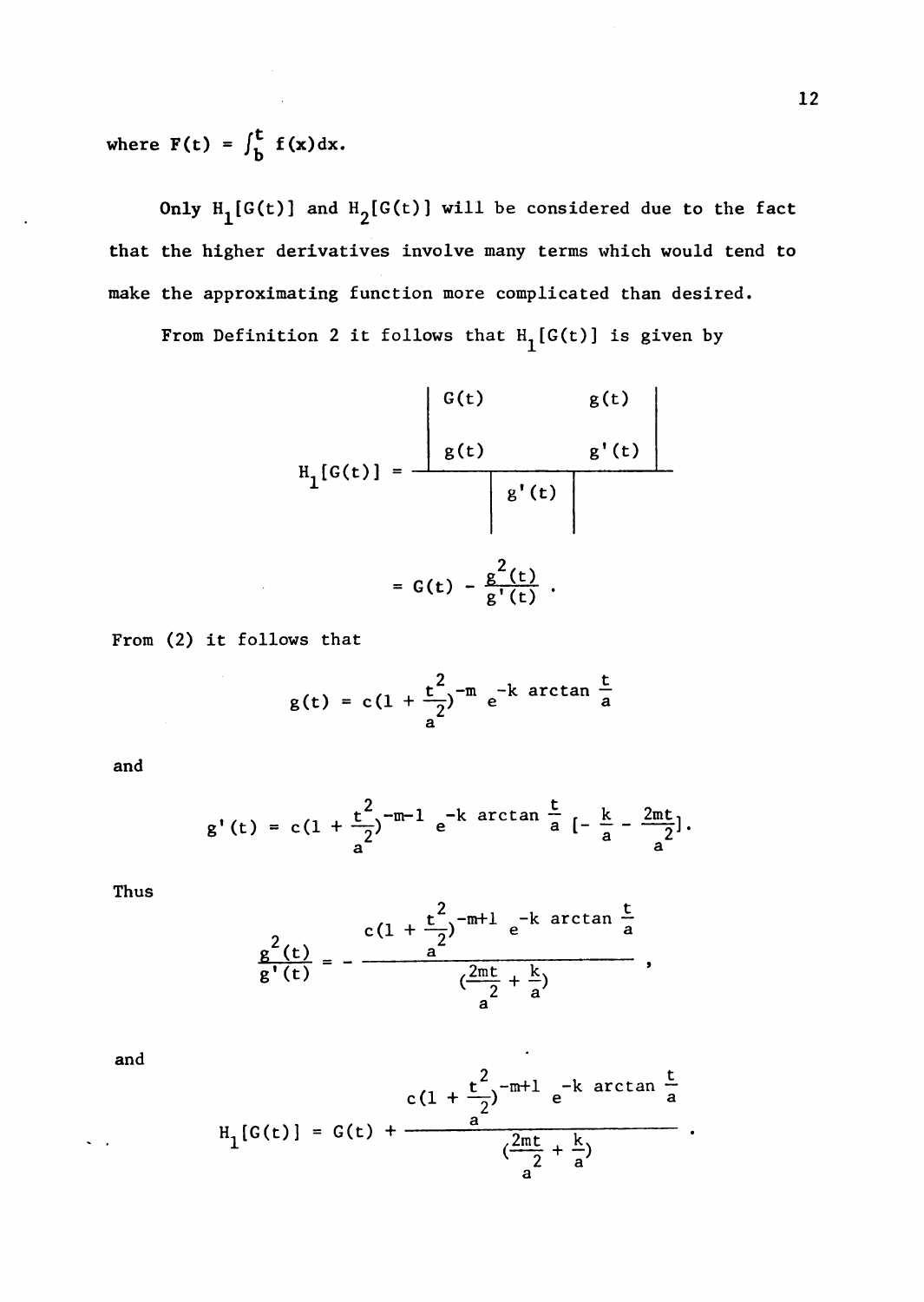where $F(t) = \int_b^t f(x)dx$.

Only $H_1[G(t)]$ and $H_2[G(t)]$ will be considered due to the fact that the higher derivatives involve many terms which would tend to make the approximating function more complicated than desired.

From Definition 2 it follows that $H_1[G(t)]$ is given by

$$H_1[G(t)] = \frac{\begin{vmatrix} G(t) & g(t) \\ g(t) & g'(t) \end{vmatrix}}{\begin{vmatrix} g'(t) \end{vmatrix}}$$

$$= G(t) - \frac{g^2(t)}{g'(t)} .$$

From (2) it follows that

$$g(t) = c(1 + \frac{t^2}{a^2})^{-m} e^{-k \arctan \frac{t}{a}}$$

and

$$g'(t) = c(1 + \frac{t^2}{a^2})^{-m-1} e^{-k \arctan \frac{t}{a}} [- \frac{k}{a} - \frac{2mt}{a^2}].$$

Thus

$$\frac{g^2(t)}{g'(t)} = - \frac{c(1 + \frac{t^2}{a^2})^{-m+1} e^{-k \arctan \frac{t}{a}}}{(\frac{2mt}{a^2} + \frac{k}{a})} ,$$

and

$$H_1[G(t)] = G(t) + \frac{c(1 + \frac{t^2}{a^2})^{-m+1} e^{-k \arctan \frac{t}{a}}}{(\frac{2mt}{a^2} + \frac{k}{a})} .$$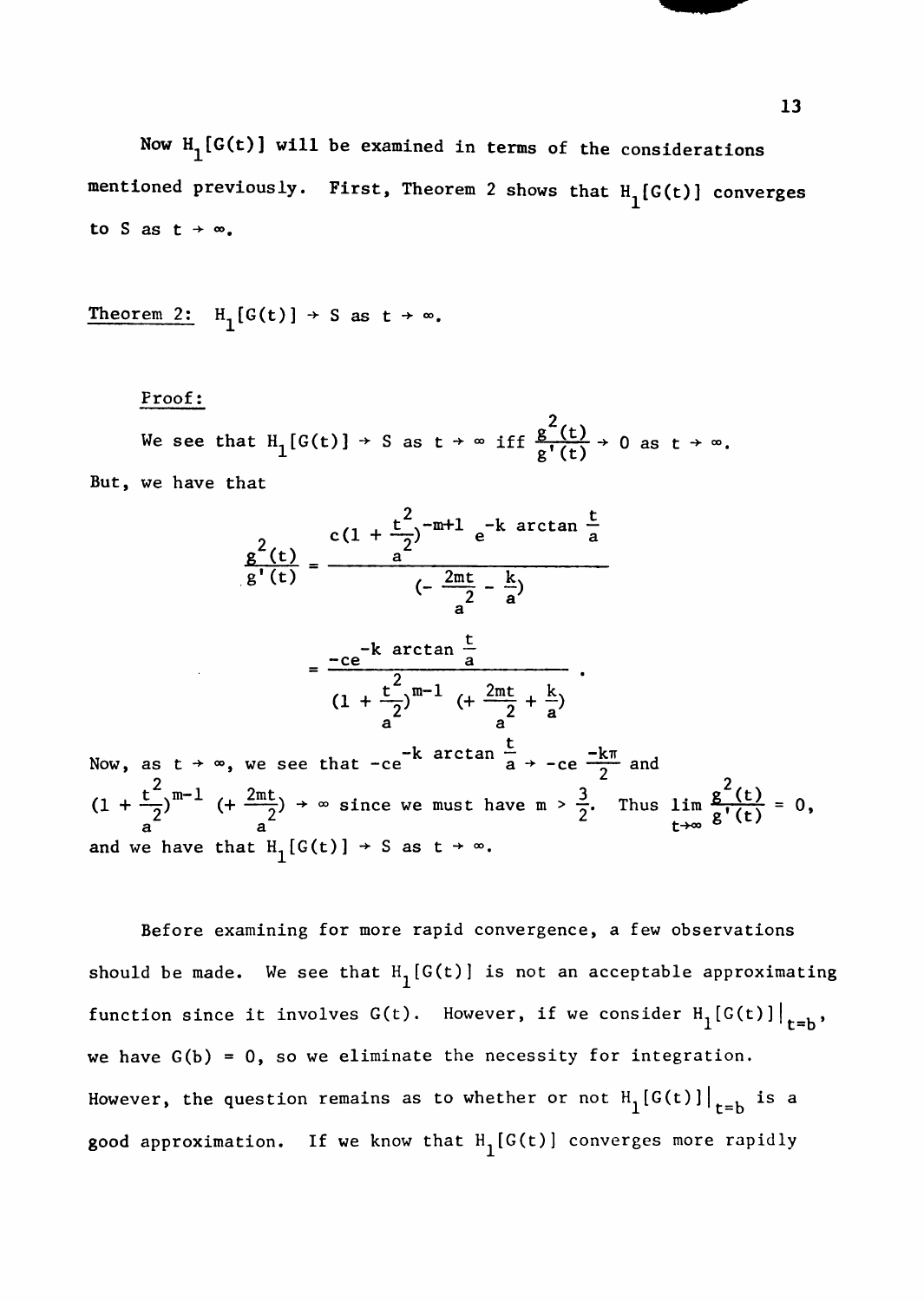Now $H_1[G(t)]$ will be examined in terms of the considerations mentioned previously. First, Theorem 2 shows that $H_1[G(t)]$ converges to S as $t \to \infty$.

<u>Theorem 2:</u> $H_1[G(t)] \to S$ as $t \to \infty$.

<u>Proof:</u>

We see that $H_1[G(t)] \to S$ as $t \to \infty$ iff $\frac{g^2(t)}{g'(t)} \to 0$ as $t \to \infty$. But, we have that

$$\frac{g^2(t)}{g'(t)} = \frac{c(1 + \frac{t^2}{a^2})^{-m+1} e^{-k \arctan \frac{t}{a}}}{(-\frac{2mt}{a^2} - \frac{k}{a})}$$

$$= \frac{-ce^{-k \arctan \frac{t}{a}}}{(1 + \frac{t^2}{a^2})^{m-1} (+\frac{2mt}{a^2} + \frac{k}{a})}.$$

Now, as $t \to \infty$, we see that $-ce^{-k \arctan \frac{t}{a}} \to -ce^{\frac{-k\pi}{2}}$ and $(1 + \frac{t^2}{a^2})^{m-1} (+\frac{2mt}{a^2}) \to \infty$ since we must have $m > \frac{3}{2}$. Thus $\lim_{t\to\infty} \frac{g^2(t)}{g'(t)} = 0$, and we have that $H_1[G(t)] \to S$ as $t \to \infty$.

Before examining for more rapid convergence, a few observations should be made. We see that $H_1[G(t)]$ is not an acceptable approximating function since it involves $G(t)$. However, if we consider $H_1[G(t)]|_{t=b}$, we have $G(b) = 0$, so we eliminate the necessity for integration. However, the question remains as to whether or not $H_1[G(t)]|_{t=b}$ is a good approximation. If we know that $H_1[G(t)]$ converges more rapidly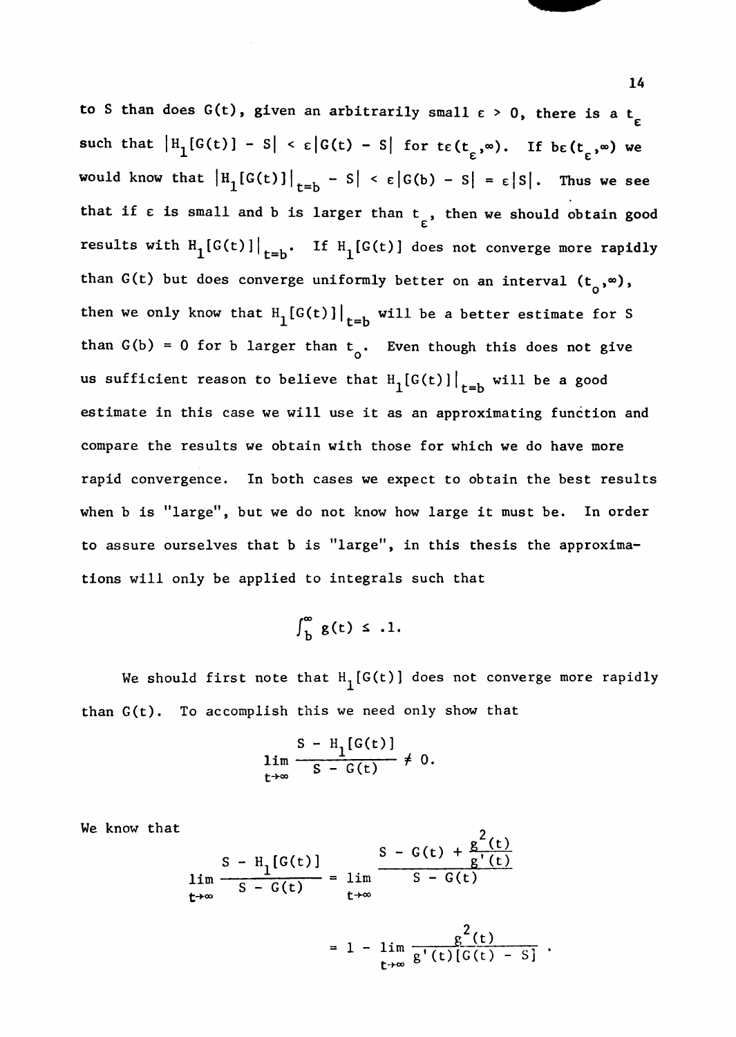to S than does $G(t)$, given an arbitrarily small $\varepsilon > 0$, there is a $t_\varepsilon$ such that $|H_1[G(t)] - S| < \varepsilon|G(t) - S|$ for $t\varepsilon(t_\varepsilon,\infty)$. If $b\varepsilon(t_\varepsilon,\infty)$ we would know that $|H_1[G(t)]|_{t=b} - S| < \varepsilon|G(b) - S| = \varepsilon|S|$. Thus we see that if $\varepsilon$ is small and b is larger than $t_\varepsilon$, then we should obtain good results with $H_1[G(t)]|_{t=b}$. If $H_1[G(t)]$ does not converge more rapidly than $G(t)$ but does converge uniformly better on an interval $(t_0,\infty)$, then we only know that $H_1[G(t)]|_{t=b}$ will be a better estimate for S than $G(b) = 0$ for b larger than $t_0$. Even though this does not give us sufficient reason to believe that $H_1[G(t)]|_{t=b}$ will be a good estimate in this case we will use it as an approximating function and compare the results we obtain with those for which we do have more rapid convergence. In both cases we expect to obtain the best results when b is "large", but we do not know how large it must be. In order to assure ourselves that b is "large", in this thesis the approximations will only be applied to integrals such that

$$\int_b^\infty g(t) \le .1.$$

We should first note that $H_1[G(t)]$ does not converge more rapidly than $G(t)$. To accomplish this we need only show that

$$\lim_{t\to\infty} \frac{S - H_1[G(t)]}{S - G(t)} \ne 0.$$

We know that

$$\lim_{t\to\infty} \frac{S - H_1[G(t)]}{S - G(t)} = \lim_{t\to\infty} \frac{S - G(t) + \frac{g^2(t)}{g'(t)}}{S - G(t)}$$

$$= 1 - \lim_{t\to\infty} \frac{g^2(t)}{g'(t)[G(t) - S]} .$$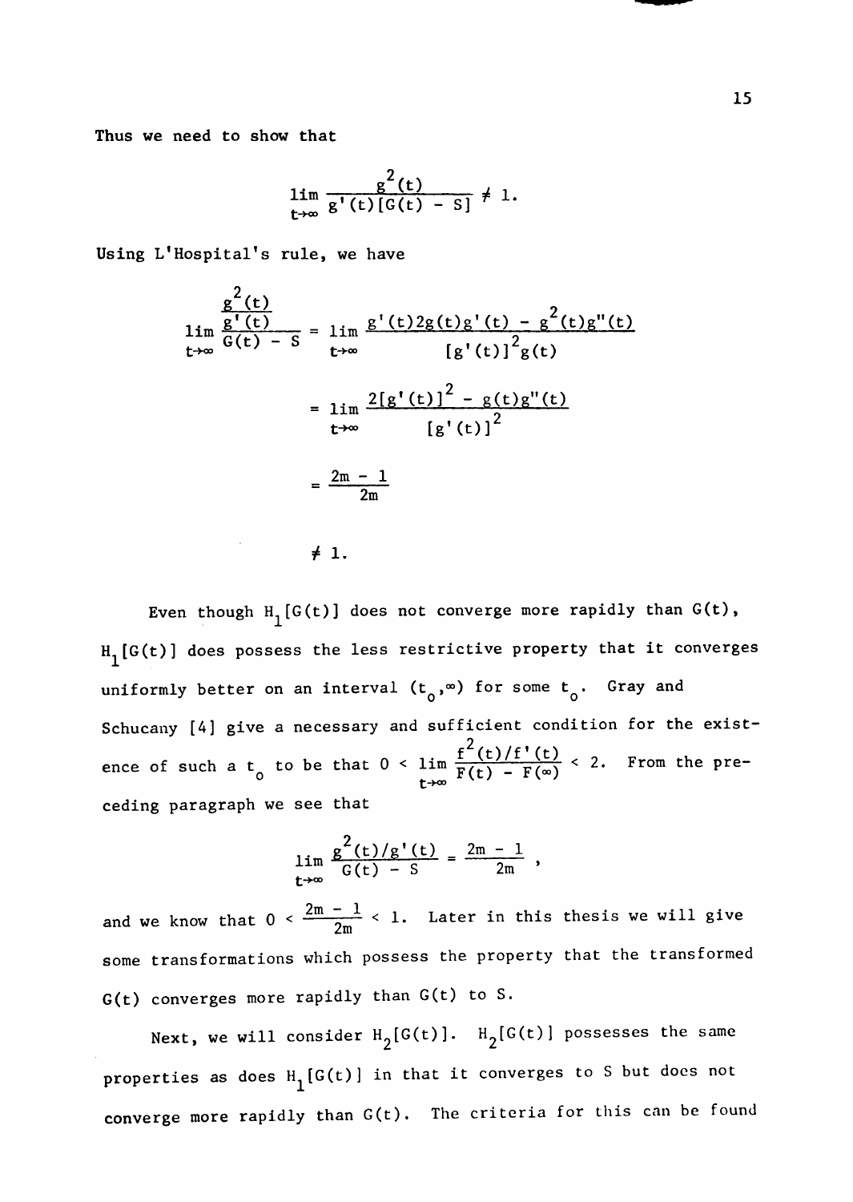Thus we need to show that

$$\lim_{t\to\infty} \frac{g^2(t)}{g'(t)[G(t) - S]} \neq 1.$$

Using L'Hospital's rule, we have

$$\lim_{t\to\infty} \frac{\frac{g^2(t)}{g'(t)}}{G(t) - S} = \lim_{t\to\infty} \frac{g'(t)2g(t)g'(t) - g^2(t)g''(t)}{[g'(t)]^2 g(t)}$$

$$= \lim_{t\to\infty} \frac{2[g'(t)]^2 - g(t)g''(t)}{[g'(t)]^2}$$

$$= \frac{2m - 1}{2m}$$

$$\neq 1.$$

Even though $H_1[G(t)]$ does not converge more rapidly than $G(t)$, $H_1[G(t)]$ does possess the less restrictive property that it converges uniformly better on an interval $(t_0,\infty)$ for some $t_0$. Gray and Schucany [4] give a necessary and sufficient condition for the existence of such a $t_0$ to be that $0 < \lim_{t\to\infty} \frac{f^2(t)/f'(t)}{F(t) - F(\infty)} < 2$. From the preceding paragraph we see that

$$\lim_{t\to\infty} \frac{g^2(t)/g'(t)}{G(t) - S} = \frac{2m - 1}{2m},$$

and we know that $0 < \frac{2m - 1}{2m} < 1$. Later in this thesis we will give some transformations which possess the property that the transformed $G(t)$ converges more rapidly than $G(t)$ to $S$.

Next, we will consider $H_2[G(t)]$. $H_2[G(t)]$ possesses the same properties as does $H_1[G(t)]$ in that it converges to $S$ but does not converge more rapidly than $G(t)$. The criteria for this can be found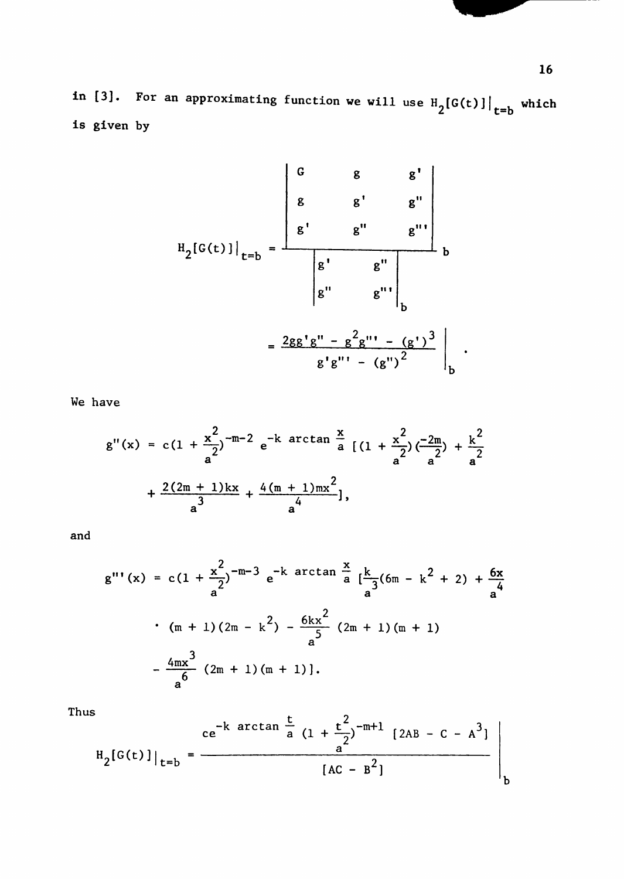in [3]. For an approximating function we will use $H_2[G(t)]|_{t=b}$ which is given by

$$H_2[G(t)]|_{t=b} = \left. \frac{\begin{vmatrix} G & g & g' \\ g & g' & g'' \\ g' & g'' & g''' \end{vmatrix}}{\begin{vmatrix} g' & g'' \\ g'' & g''' \end{vmatrix}_b} \right|_b$$

$$= \left. \frac{2gg'g'' - g^2g''' - (g')^3}{g'g''' - (g'')^2} \right|_b .$$

We have

$$g''(x) = c(1 + \frac{x^2}{a^2})^{-m-2} e^{-k \arctan \frac{x}{a}} [(1 + \frac{x^2}{a^2})(\frac{-2m}{a^2}) + \frac{k^2}{a^2}$$

$$+ \frac{2(2m + 1)kx}{a^3} + \frac{4(m + 1)mx^2}{a^4}],$$

and

$$g'''(x) = c(1 + \frac{x^2}{a^2})^{-m-3} e^{-k \arctan \frac{x}{a}} [\frac{k}{a^3}(6m - k^2 + 2) + \frac{6x}{a^4}$$

$$\cdot (m + 1)(2m - k^2) - \frac{6kx^2}{a^5} (2m + 1)(m + 1)$$

$$- \frac{4mx^3}{a^6} (2m + 1)(m + 1)].$$

Thus

$$H_2[G(t)]|_{t=b} = \left. \frac{ce^{-k \arctan \frac{t}{a}} (1 + \frac{t^2}{a^2})^{-m+1} [2AB - C - A^3]}{[AC - B^2]} \right|_b$$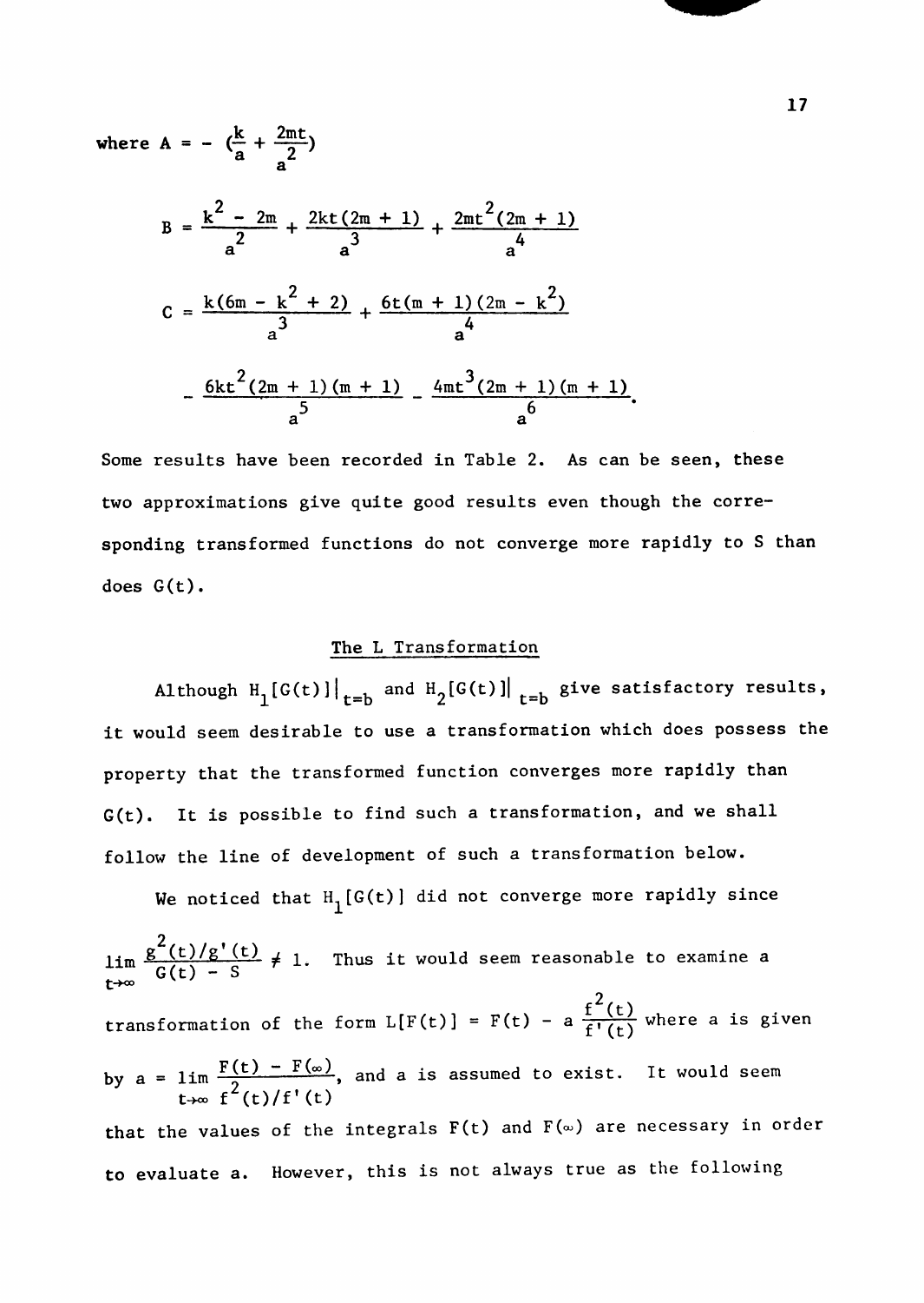where $A = -\left(\frac{k}{a} + \frac{2mt}{a^2}\right)$

$$B = \frac{k^2 - 2m}{a^2} + \frac{2kt(2m + 1)}{a^3} + \frac{2mt^2(2m + 1)}{a^4}$$

$$C = \frac{k(6m - k^2 + 2)}{a^3} + \frac{6t(m + 1)(2m - k^2)}{a^4}$$

$$- \frac{6kt^2(2m + 1)(m + 1)}{a^5} - \frac{4mt^3(2m + 1)(m + 1)}{a^6}.$$

Some results have been recorded in Table 2. As can be seen, these two approximations give quite good results even though the corresponding transformed functions do not converge more rapidly to S than does G(t).

## The L Transformation

Although $H_1[G(t)]\big|_{t=b}$ and $H_2[G(t)]\big|_{t=b}$ give satisfactory results, it would seem desirable to use a transformation which does possess the property that the transformed function converges more rapidly than G(t). It is possible to find such a transformation, and we shall follow the line of development of such a transformation below.

We noticed that $H_1[G(t)]$ did not converge more rapidly since $\lim_{t\to\infty} \frac{g^2(t)/g'(t)}{G(t) - S} \neq 1$. Thus it would seem reasonable to examine a transformation of the form $L[F(t)] = F(t) - a\,\frac{f^2(t)}{f'(t)}$ where a is given by $a = \lim_{t\to\infty} \frac{F(t) - F(\infty)}{f^2(t)/f'(t)}$, and a is assumed to exist. It would seem that the values of the integrals F(t) and $F(\infty)$ are necessary in order to evaluate a. However, this is not always true as the following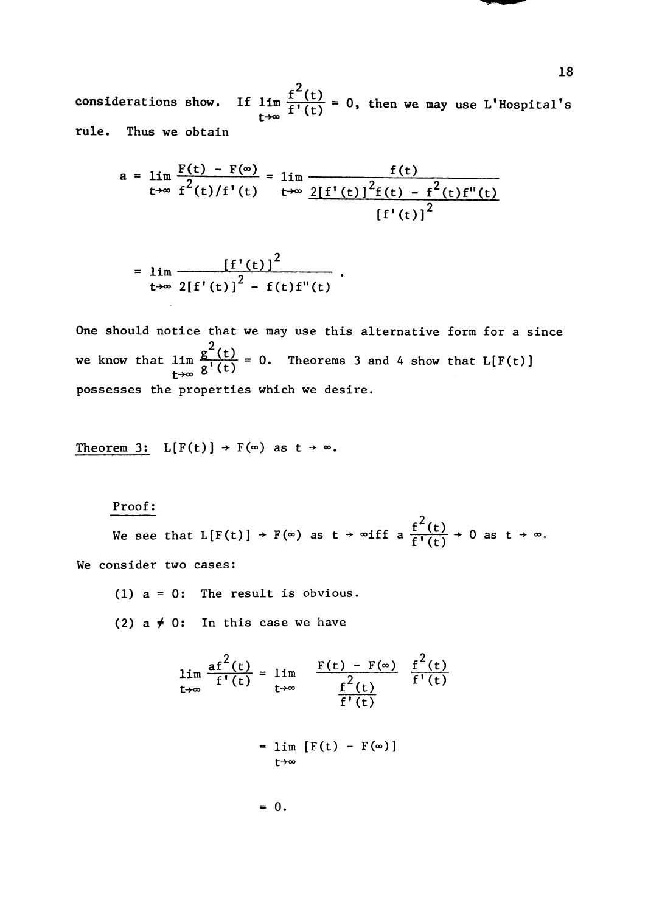considerations show. If $\lim_{t\to\infty} \frac{f^2(t)}{f'(t)} = 0$, then we may use L'Hospital's rule. Thus we obtain

$$a = \lim_{t\to\infty} \frac{F(t) - F(\infty)}{f^2(t)/f'(t)} = \lim_{t\to\infty} \frac{f(t)}{\frac{2[f'(t)]^2 f(t) - f^2(t)f''(t)}{[f'(t)]^2}}$$

$$= \lim_{t\to\infty} \frac{[f'(t)]^2}{2[f'(t)]^2 - f(t)f''(t)} .$$

One should notice that we may use this alternative form for a since we know that $\lim_{t\to\infty} \frac{g^2(t)}{g'(t)} = 0$. Theorems 3 and 4 show that $L[F(t)]$ possesses the properties which we desire.

<u>Theorem 3:</u> $L[F(t)] \to F(\infty)$ as $t \to \infty$.

<u>Proof:</u>

We see that $L[F(t)] \to F(\infty)$ as $t \to \infty$ iff $a \frac{f^2(t)}{f'(t)} \to 0$ as $t \to \infty$.

We consider two cases:

(1) $a = 0$: The result is obvious.

(2) $a \neq 0$: In this case we have

$$\lim_{t\to\infty} \frac{af^2(t)}{f'(t)} = \lim_{t\to\infty} \frac{F(t) - F(\infty)}{\frac{f^2(t)}{f'(t)}} \frac{f^2(t)}{f'(t)}$$

$$= \lim_{t\to\infty} [F(t) - F(\infty)]$$

$$= 0.$$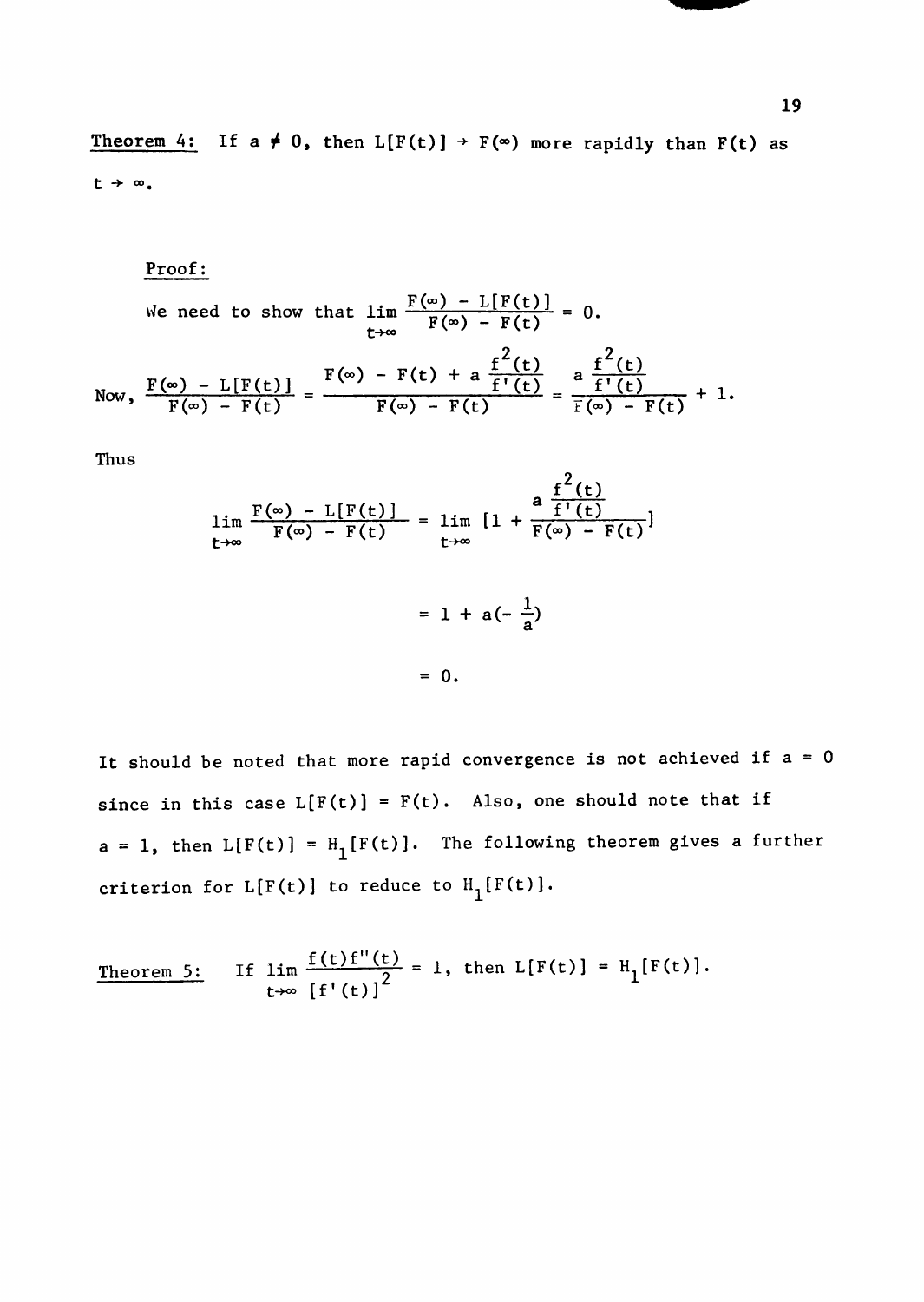**Theorem 4:** If $a \neq 0$, then $L[F(t)] \to F(\infty)$ more rapidly than $F(t)$ as $t \to \infty$.

Proof:

We need to show that $\lim\limits_{t\to\infty} \dfrac{F(\infty) - L[F(t)]}{F(\infty) - F(t)} = 0.$

Now, 
$$\frac{F(\infty) - L[F(t)]}{F(\infty) - F(t)} = \frac{F(\infty) - F(t) + a\dfrac{f^2(t)}{f'(t)}}{F(\infty) - F(t)} = \frac{a\dfrac{f^2(t)}{f'(t)}}{F(\infty) - F(t)} + 1.$$

Thus

$$\lim_{t\to\infty} \frac{F(\infty) - L[F(t)]}{F(\infty) - F(t)} = \lim_{t\to\infty} \left[1 + \frac{a\dfrac{f^2(t)}{f'(t)}}{F(\infty) - F(t)}\right]$$

$$= 1 + a\left(-\frac{1}{a}\right)$$

$$= 0.$$

It should be noted that more rapid convergence is not achieved if $a = 0$ since in this case $L[F(t)] = F(t)$. Also, one should note that if $a = 1$, then $L[F(t)] = H_1[F(t)]$. The following theorem gives a further criterion for $L[F(t)]$ to reduce to $H_1[F(t)]$.

**Theorem 5:** If $\lim\limits_{t\to\infty} \dfrac{f(t)f''(t)}{[f'(t)]^2} = 1$, then $L[F(t)] = H_1[F(t)]$.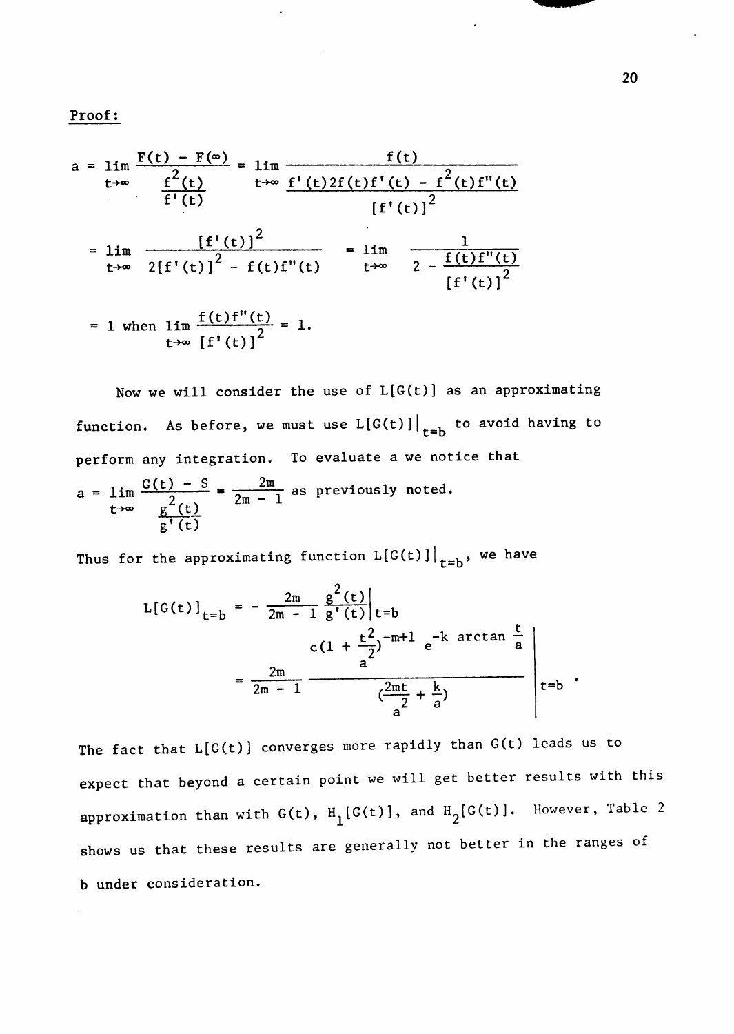Proof:

$$a = \lim_{t\to\infty} \frac{F(t) - F(\infty)}{\frac{f^2(t)}{f'(t)}} = \lim_{t\to\infty} \frac{f(t)}{\frac{f'(t)2f(t)f'(t) - f^2(t)f''(t)}{[f'(t)]^2}}$$

$$= \lim_{t\to\infty} \frac{[f'(t)]^2}{2[f'(t)]^2 - f(t)f''(t)} = \lim_{t\to\infty} \frac{1}{2 - \frac{f(t)f''(t)}{[f'(t)]^2}}$$

$$= 1 \text{ when } \lim_{t\to\infty} \frac{f(t)f''(t)}{[f'(t)]^2} = 1.$$

Now we will consider the use of $L[G(t)]$ as an approximating function. As before, we must use $L[G(t)]|_{t=b}$ to avoid having to perform any integration. To evaluate a we notice that $a = \lim_{t\to\infty} \frac{G(t) - S}{\frac{g^2(t)}{g'(t)}} = \frac{2m}{2m - 1}$ as previously noted.

Thus for the approximating function $L[G(t)]|_{t=b}$, we have

$$L[G(t)]_{t=b} = -\frac{2m}{2m-1} \frac{g^2(t)}{g'(t)}\bigg|_{t=b}$$

$$= \frac{2m}{2m-1} \left. \frac{c(1 + \frac{t^2}{a^2})^{-m+1} e^{-k \arctan \frac{t}{a}}}{(\frac{2mt}{a^2} + \frac{k}{a})} \right|_{t=b} .$$

The fact that $L[G(t)]$ converges more rapidly than $G(t)$ leads us to expect that beyond a certain point we will get better results with this approximation than with $G(t)$, $H_1[G(t)]$, and $H_2[G(t)]$. However, Table 2 shows us that these results are generally not better in the ranges of b under consideration.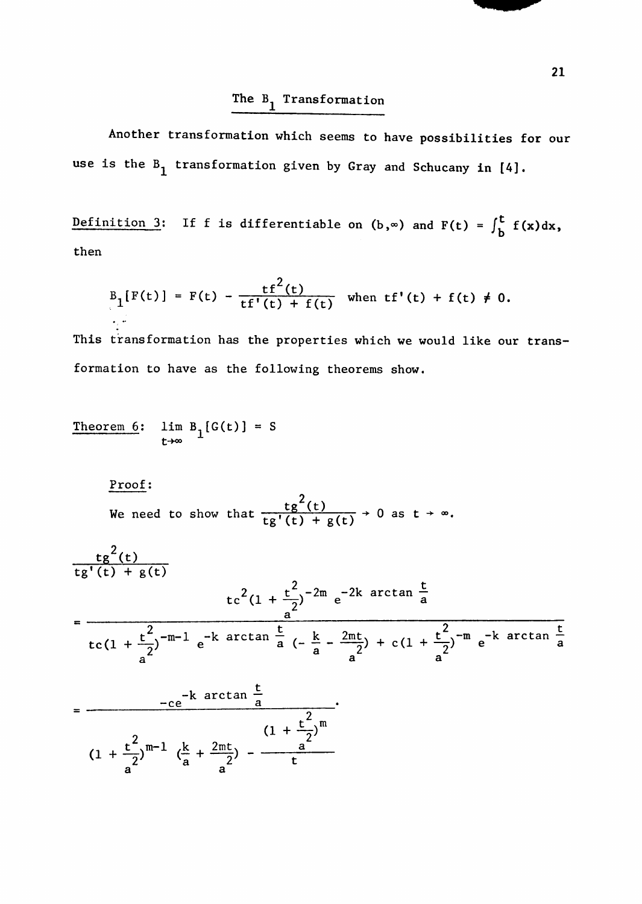## The $B_1$ Transformation

Another transformation which seems to have possibilities for our use is the $B_1$ transformation given by Gray and Schucany in [4].

<u>Definition 3</u>: If f is differentiable on $(b,\infty)$ and $F(t) = \int_b^t f(x)dx$, then

$$B_1[F(t)] = F(t) - \frac{tf^2(t)}{tf'(t) + f(t)} \quad \text{when } tf'(t) + f(t) \neq 0.$$

This transformation has the properties which we would like our transformation to have as the following theorems show.

<u>Theorem 6</u>: $\lim_{t\to\infty} B_1[G(t)] = S$

<u>Proof</u>:

We need to show that $\frac{tg^2(t)}{tg'(t) + g(t)} \to 0$ as $t \to \infty$.

$$\frac{tg^2(t)}{tg'(t) + g(t)}$$

$$= \frac{tc^2(1 + \frac{t^2}{a^2})^{-2m} e^{-2k \arctan \frac{t}{a}}}{tc(1 + \frac{t^2}{a^2})^{-m-1} e^{-k \arctan \frac{t}{a}} (-\frac{k}{a} - \frac{2mt}{a^2}) + c(1 + \frac{t^2}{a^2})^{-m} e^{-k \arctan \frac{t}{a}}}$$

$$= \frac{-ce^{-k \arctan \frac{t}{a}}}{(1 + \frac{t^2}{a^2})^{m-1} (\frac{k}{a} + \frac{2mt}{a^2}) - \frac{(1 + \frac{t^2}{a^2})^m}{t}}.$$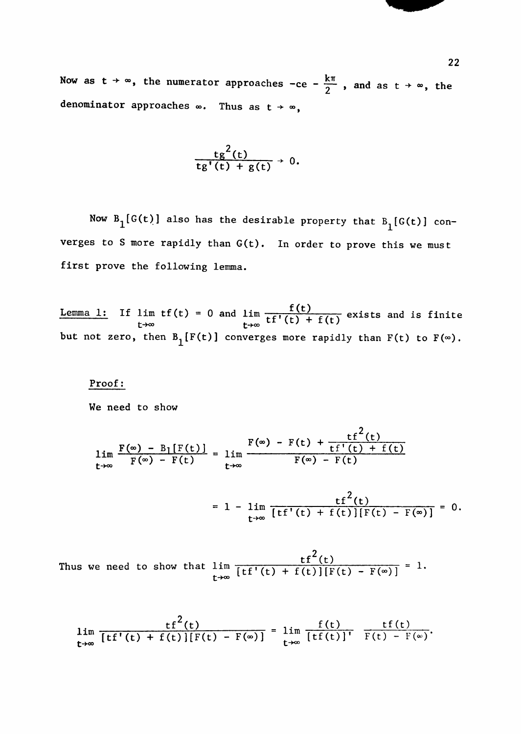Now as $t \to \infty$, the numerator approaches $-ce - \frac{k\pi}{2}$, and as $t \to \infty$, the denominator approaches $\infty$. Thus as $t \to \infty$,

$$\frac{tg^2(t)}{tg'(t) + g(t)} \to 0.$$

Now $B_1[G(t)]$ also has the desirable property that $B_1[G(t)]$ converges to S more rapidly than $G(t)$. In order to prove this we must first prove the following lemma.

<u>Lemma 1:</u> If $\lim\limits_{t\to\infty} tf(t) = 0$ and $\lim\limits_{t\to\infty} \frac{f(t)}{tf'(t) + f(t)}$ exists and is finite but not zero, then $B_1[F(t)]$ converges more rapidly than $F(t)$ to $F(\infty)$.

<u>Proof:</u>

We need to show

$$\lim_{t\to\infty} \frac{F(\infty) - B_1[F(t)]}{F(\infty) - F(t)} = \lim_{t\to\infty} \frac{F(\infty) - F(t) + \dfrac{tf^2(t)}{tf'(t) + f(t)}}{F(\infty) - F(t)}$$

$$= 1 - \lim_{t\to\infty} \frac{tf^2(t)}{[tf'(t) + f(t)][F(t) - F(\infty)]} = 0.$$

Thus we need to show that $\lim\limits_{t\to\infty} \frac{tf^2(t)}{[tf'(t) + f(t)][F(t) - F(\infty)]} = 1.$

$$\lim_{t\to\infty} \frac{tf^2(t)}{[tf'(t) + f(t)][F(t) - F(\infty)]} = \lim_{t\to\infty} \frac{f(t)}{[tf(t)]'} \; \frac{tf(t)}{F(t) - F(\infty)}.$$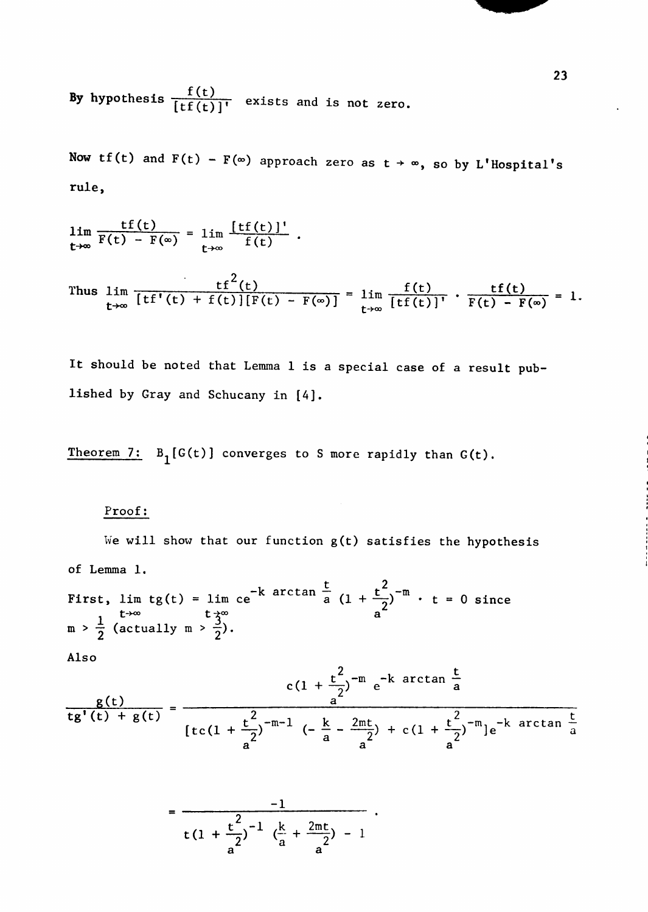By hypothesis $\frac{f(t)}{[tf(t)]'}$ exists and is not zero.

Now $tf(t)$ and $F(t) - F(\infty)$ approach zero as $t \to \infty$, so by L'Hospital's rule,

$$\lim_{t\to\infty} \frac{tf(t)}{F(t) - F(\infty)} = \lim_{t\to\infty} \frac{[tf(t)]'}{f(t)} .$$

$$\text{Thus } \lim_{t\to\infty} \frac{tf^2(t)}{[tf'(t) + f(t)][F(t) - F(\infty)]} = \lim_{t\to\infty} \frac{f(t)}{[tf(t)]'} \cdot \frac{tf(t)}{F(t) - F(\infty)} = 1.$$

It should be noted that Lemma 1 is a special case of a result published by Gray and Schucany in [4].

<u>Theorem 7:</u> $B_1[G(t)]$ converges to S more rapidly than $G(t)$.

<u>Proof:</u>

We will show that our function $g(t)$ satisfies the hypothesis of Lemma 1.

First, $\lim_{t\to\infty} tg(t) = \lim_{t\to\infty} ce^{-k \arctan \frac{t}{a}} (1 + \frac{t^2}{a^2})^{-m} \cdot t = 0$ since $m > \frac{1}{2}$ (actually $m > \frac{3}{2}$).

Also

$$\frac{g(t)}{tg'(t) + g(t)} = \frac{c(1 + \frac{t^2}{a^2})^{-m} e^{-k \arctan \frac{t}{a}}}{[tc(1 + \frac{t^2}{a^2})^{-m-1} (-\frac{k}{a} - \frac{2mt}{a^2}) + c(1 + \frac{t^2}{a^2})^{-m}]e^{-k \arctan \frac{t}{a}}}$$

$$= \frac{-1}{t(1 + \frac{t^2}{a^2})^{-1} (\frac{k}{a} + \frac{2mt}{a^2}) - 1} .$$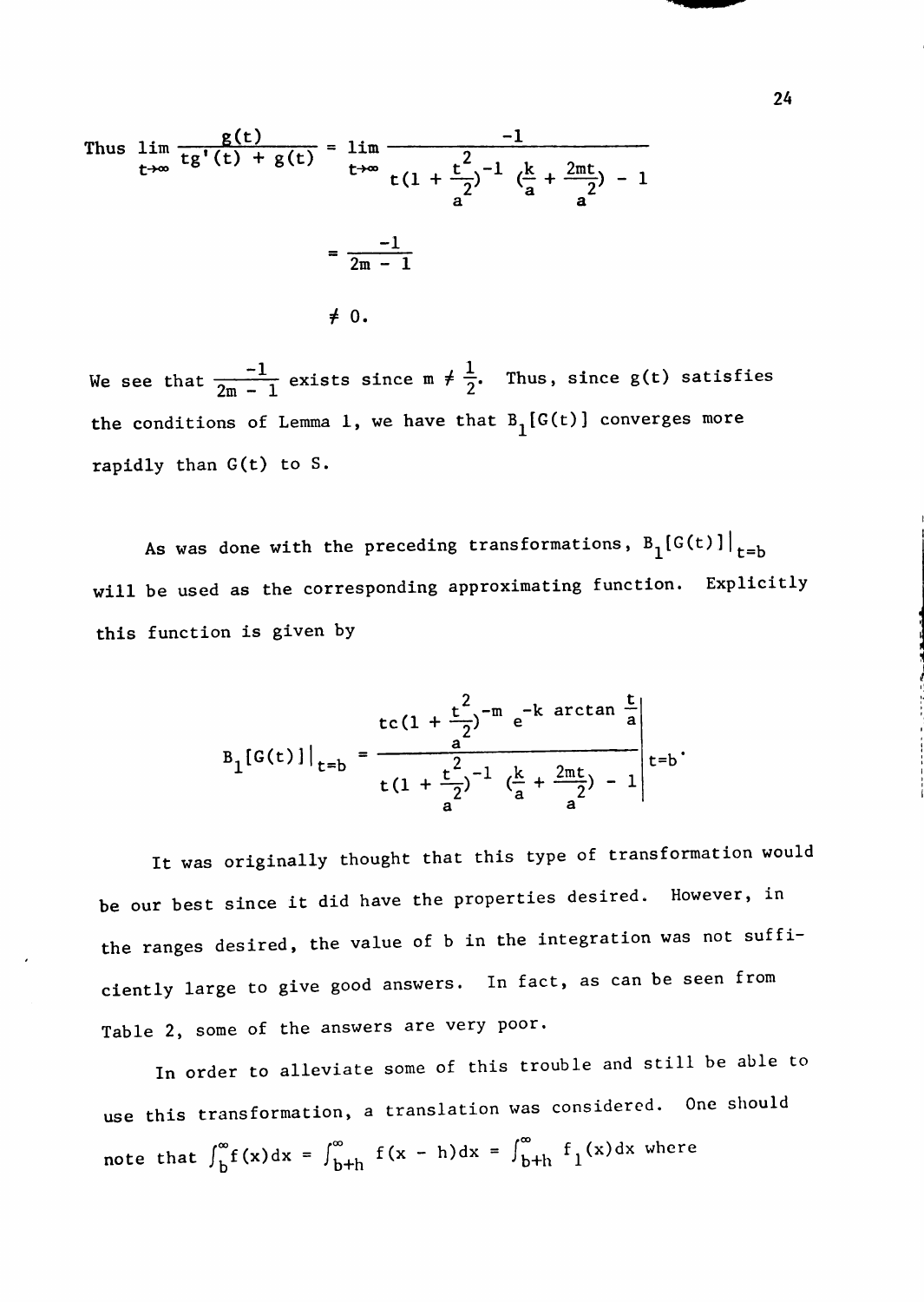$$\text{Thus } \lim_{t\to\infty} \frac{g(t)}{tg'(t) + g(t)} = \lim_{t\to\infty} \frac{-1}{t(1 + \frac{t^2}{a^2})^{-1} (\frac{k}{a} + \frac{2mt}{a^2}) - 1}$$

$$= \frac{-1}{2m - 1}$$

$$\neq 0.$$

We see that $\frac{-1}{2m - 1}$ exists since $m \neq \frac{1}{2}$. Thus, since $g(t)$ satisfies the conditions of Lemma 1, we have that $B_1[G(t)]$ converges more rapidly than $G(t)$ to $S$.

As was done with the preceding transformations, $B_1[G(t)]|_{t=b}$ will be used as the corresponding approximating function. Explicitly this function is given by

$$B_1[G(t)]|_{t=b} = \left.\frac{tc(1 + \frac{t^2}{a^2})^{-m} e^{-k \arctan \frac{t}{a}}}{t(1 + \frac{t^2}{a^2})^{-1} (\frac{k}{a} + \frac{2mt}{a^2}) - 1}\right|_{t=b}.$$

It was originally thought that this type of transformation would be our best since it did have the properties desired. However, in the ranges desired, the value of b in the integration was not sufficiently large to give good answers. In fact, as can be seen from Table 2, some of the answers are very poor.

In order to alleviate some of this trouble and still be able to use this transformation, a translation was considered. One should note that $\int_b^\infty f(x)dx = \int_{b+h}^\infty f(x - h)dx = \int_{b+h}^\infty f_1(x)dx$ where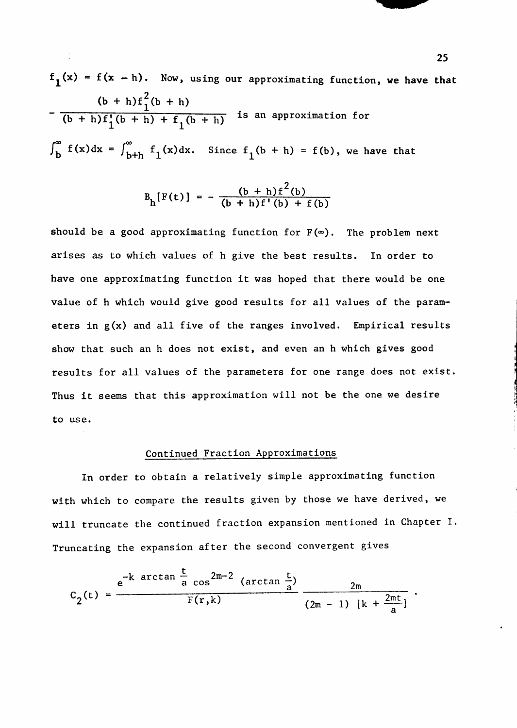$f_1(x) = f(x - h)$. Now, using our approximating function, we have that $-\dfrac{(b + h)f_1^2(b + h)}{(b + h)f_1'(b + h) + f_1(b + h)}$ is an approximation for $\int_b^\infty f(x)dx = \int_{b+h}^\infty f_1(x)dx$. Since $f_1(b + h) = f(b)$, we have that

$$B_h[F(t)] = -\frac{(b + h)f^2(b)}{(b + h)f'(b) + f(b)}$$

should be a good approximating function for $F(\infty)$. The problem next arises as to which values of h give the best results. In order to have one approximating function it was hoped that there would be one value of h which would give good results for all values of the parameters in $g(x)$ and all five of the ranges involved. Empirical results show that such an h does not exist, and even an h which gives good results for all values of the parameters for one range does not exist. Thus it seems that this approximation will not be the one we desire to use.

## Continued Fraction Approximations

In order to obtain a relatively simple approximating function with which to compare the results given by those we have derived, we will truncate the continued fraction expansion mentioned in Chapter I. Truncating the expansion after the second convergent gives

$$C_2(t) = \frac{e^{-k \arctan \frac{t}{a}} \cos^{2m-2}(\arctan \frac{t}{a})}{F(r,k)} \frac{2m}{(2m - 1)\ [k + \frac{2mt}{a}]} .$$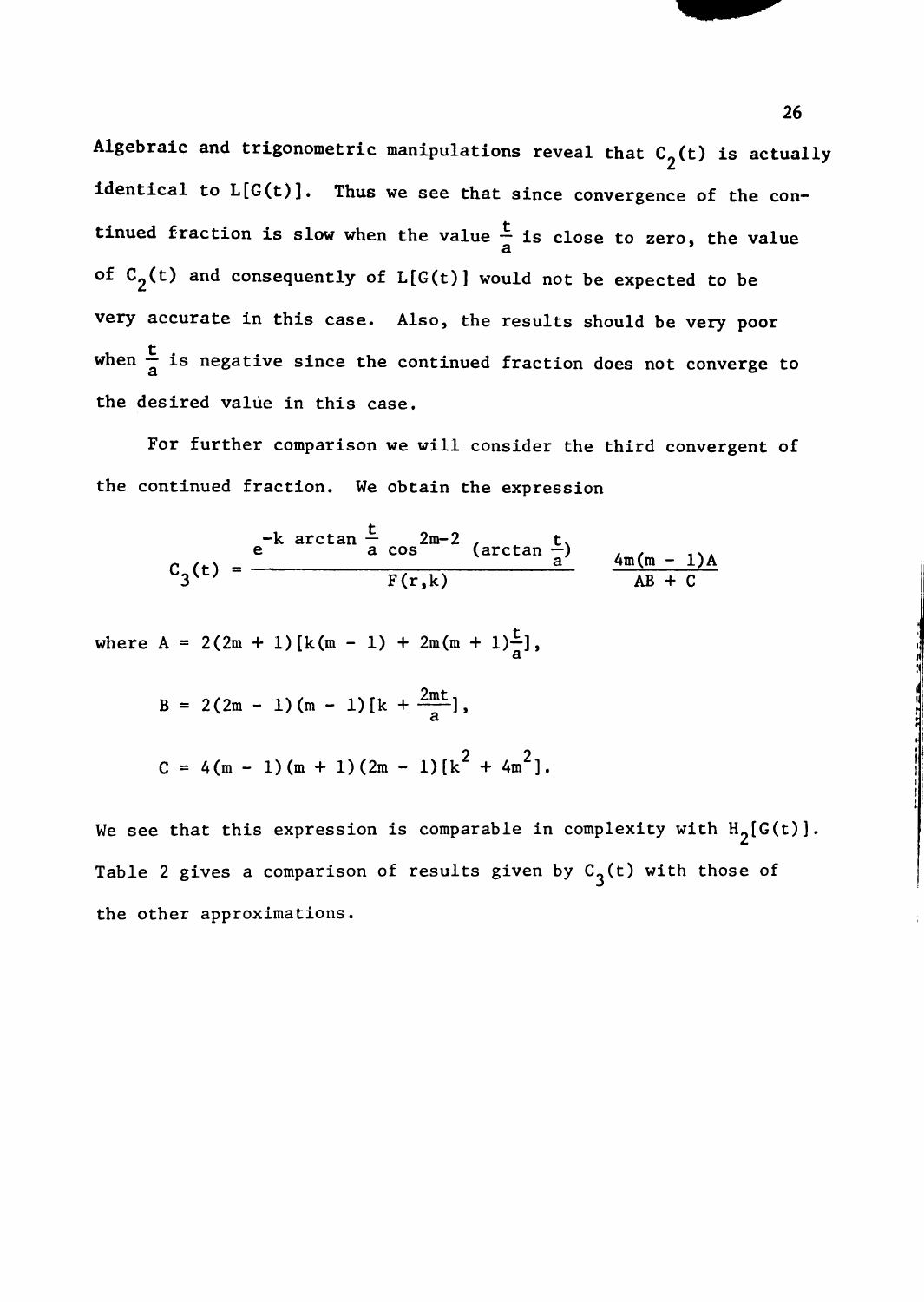Algebraic and trigonometric manipulations reveal that $C_2(t)$ is actually identical to $L[G(t)]$. Thus we see that since convergence of the continued fraction is slow when the value $\frac{t}{a}$ is close to zero, the value of $C_2(t)$ and consequently of $L[G(t)]$ would not be expected to be very accurate in this case. Also, the results should be very poor when $\frac{t}{a}$ is negative since the continued fraction does not converge to the desired value in this case.

For further comparison we will consider the third convergent of the continued fraction. We obtain the expression

$$C_3(t) = \frac{e^{-k \arctan \frac{t}{a}} \cos^{2m-2} (\arctan \frac{t}{a})}{F(r,k)} \quad \frac{4m(m-1)A}{AB + C}$$

where $A = 2(2m + 1)[k(m - 1) + 2m(m + 1)\frac{t}{a}]$,

$$B = 2(2m - 1)(m - 1)[k + \frac{2mt}{a}],$$

$$C = 4(m - 1)(m + 1)(2m - 1)[k^2 + 4m^2].$$

We see that this expression is comparable in complexity with $H_2[G(t)]$. Table 2 gives a comparison of results given by $C_3(t)$ with those of the other approximations.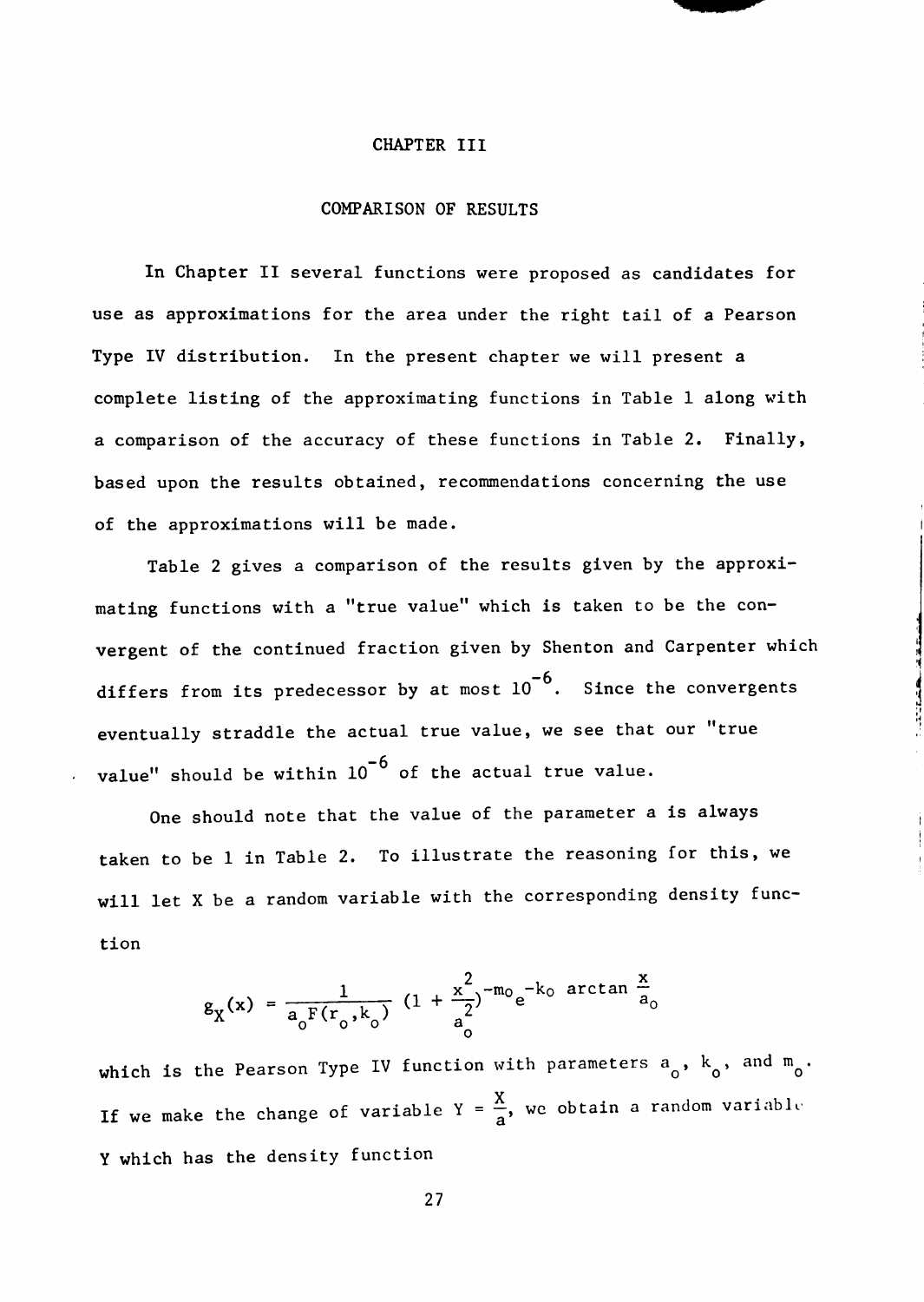# CHAPTER III

## COMPARISON OF RESULTS

In Chapter II several functions were proposed as candidates for use as approximations for the area under the right tail of a Pearson Type IV distribution. In the present chapter we will present a complete listing of the approximating functions in Table 1 along with a comparison of the accuracy of these functions in Table 2. Finally, based upon the results obtained, recommendations concerning the use of the approximations will be made.

Table 2 gives a comparison of the results given by the approximating functions with a "true value" which is taken to be the convergent of the continued fraction given by Shenton and Carpenter which differs from its predecessor by at most $10^{-6}$. Since the convergents eventually straddle the actual true value, we see that our "true value" should be within $10^{-6}$ of the actual true value.

One should note that the value of the parameter a is always taken to be 1 in Table 2. To illustrate the reasoning for this, we will let X be a random variable with the corresponding density function

$$g_X(x) = \frac{1}{a_o F(r_o, k_o)} \left(1 + \frac{x^2}{a_o^2}\right)^{-m_o} e^{-k_o \arctan \frac{x}{a_o}}$$

which is the Pearson Type IV function with parameters $a_o$, $k_o$, and $m_o$. If we make the change of variable $Y = \frac{X}{a}$, we obtain a random variable Y which has the density function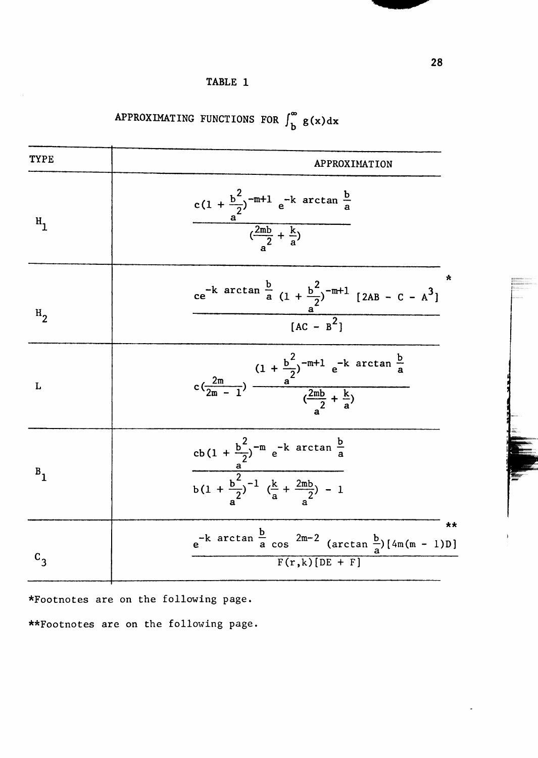TABLE 1

APPROXIMATING FUNCTIONS FOR $\int_b^\infty g(x)dx$

| TYPE | APPROXIMATION |
|---|---|
| $H_1$ | $\dfrac{c(1 + \frac{b^2}{a^2})^{-m+1} e^{-k \arctan \frac{b}{a}}}{(\frac{2mb}{a^2} + \frac{k}{a})}$ |
| $H_2$ | $\dfrac{ce^{-k \arctan \frac{b}{a}} (1 + \frac{b^2}{a^2})^{-m+1} [2AB - C - A^3]}{[AC - B^2]}$ * |
| L | $c(\frac{2m}{2m - 1}) \dfrac{(1 + \frac{b^2}{a^2})^{-m+1} e^{-k \arctan \frac{b}{a}}}{(\frac{2mb}{a^2} + \frac{k}{a})}$ |
| $B_1$ | $\dfrac{cb(1 + \frac{b^2}{a^2})^{-m} e^{-k \arctan \frac{b}{a}}}{b(1 + \frac{b^2}{a^2})^{-1} (\frac{k}{a} + \frac{2mb}{a^2}) - 1}$ |
| $C_3$ | $\dfrac{e^{-k \arctan \frac{b}{a}} \cos^{2m-2} (\arctan \frac{b}{a}) [4m(m - 1)D]}{F(r,k)[DE + F]}$ ** |

*Footnotes are on the following page.

**Footnotes are on the following page.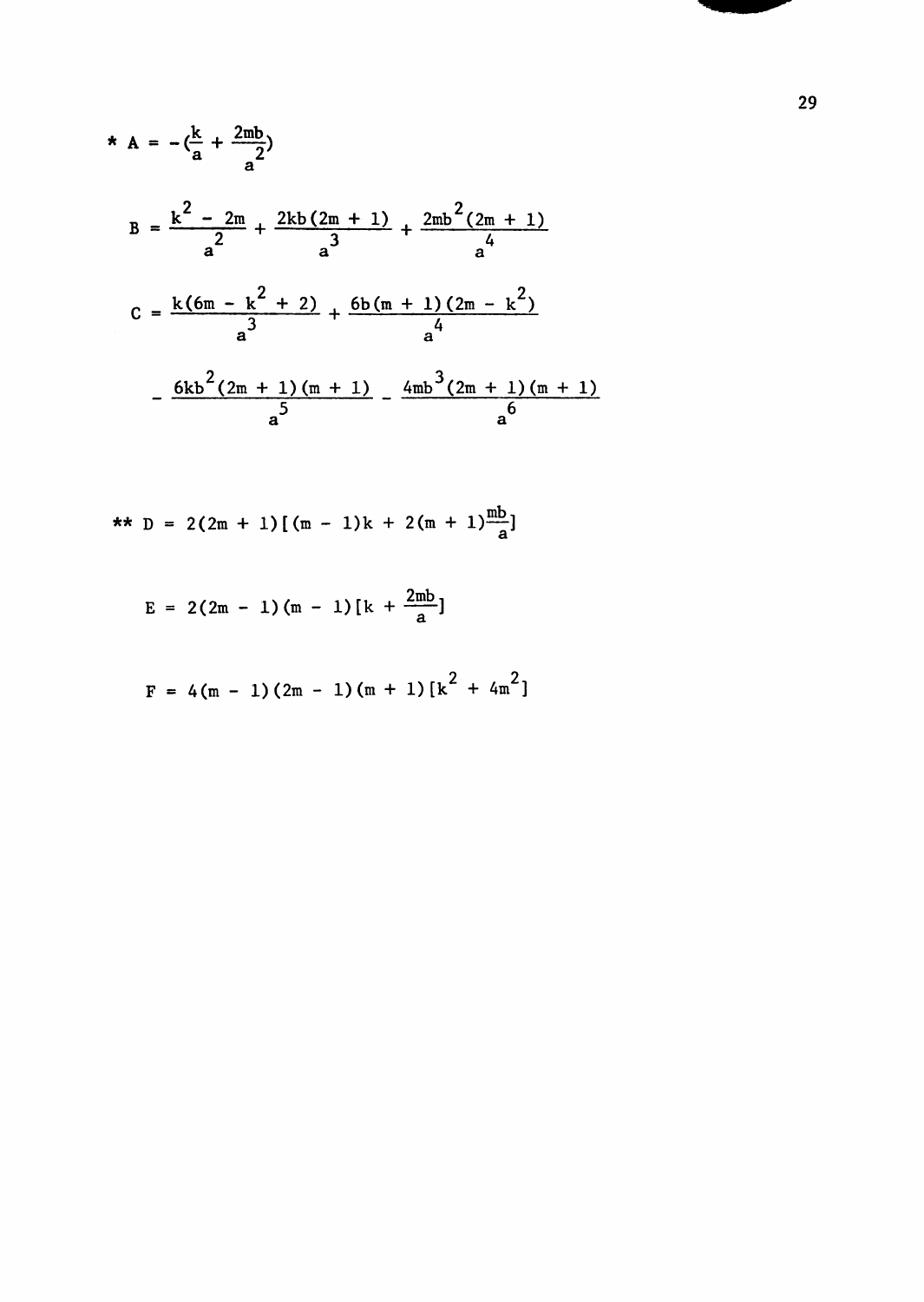$$* \; A = -\left(\frac{k}{a} + \frac{2mb}{a^2}\right)$$

$$B = \frac{k^2 - 2m}{a^2} + \frac{2kb(2m + 1)}{a^3} + \frac{2mb^2(2m + 1)}{a^4}$$

$$C = \frac{k(6m - k^2 + 2)}{a^3} + \frac{6b(m + 1)(2m - k^2)}{a^4}$$

$$- \frac{6kb^2(2m + 1)(m + 1)}{a^5} - \frac{4mb^3(2m + 1)(m + 1)}{a^6}$$

$$** \; D = 2(2m + 1)\left[(m - 1)k + 2(m + 1)\frac{mb}{a}\right]$$

$$E = 2(2m - 1)(m - 1)\left[k + \frac{2mb}{a}\right]$$

$$F = 4(m - 1)(2m - 1)(m + 1)\left[k^2 + 4m^2\right]$$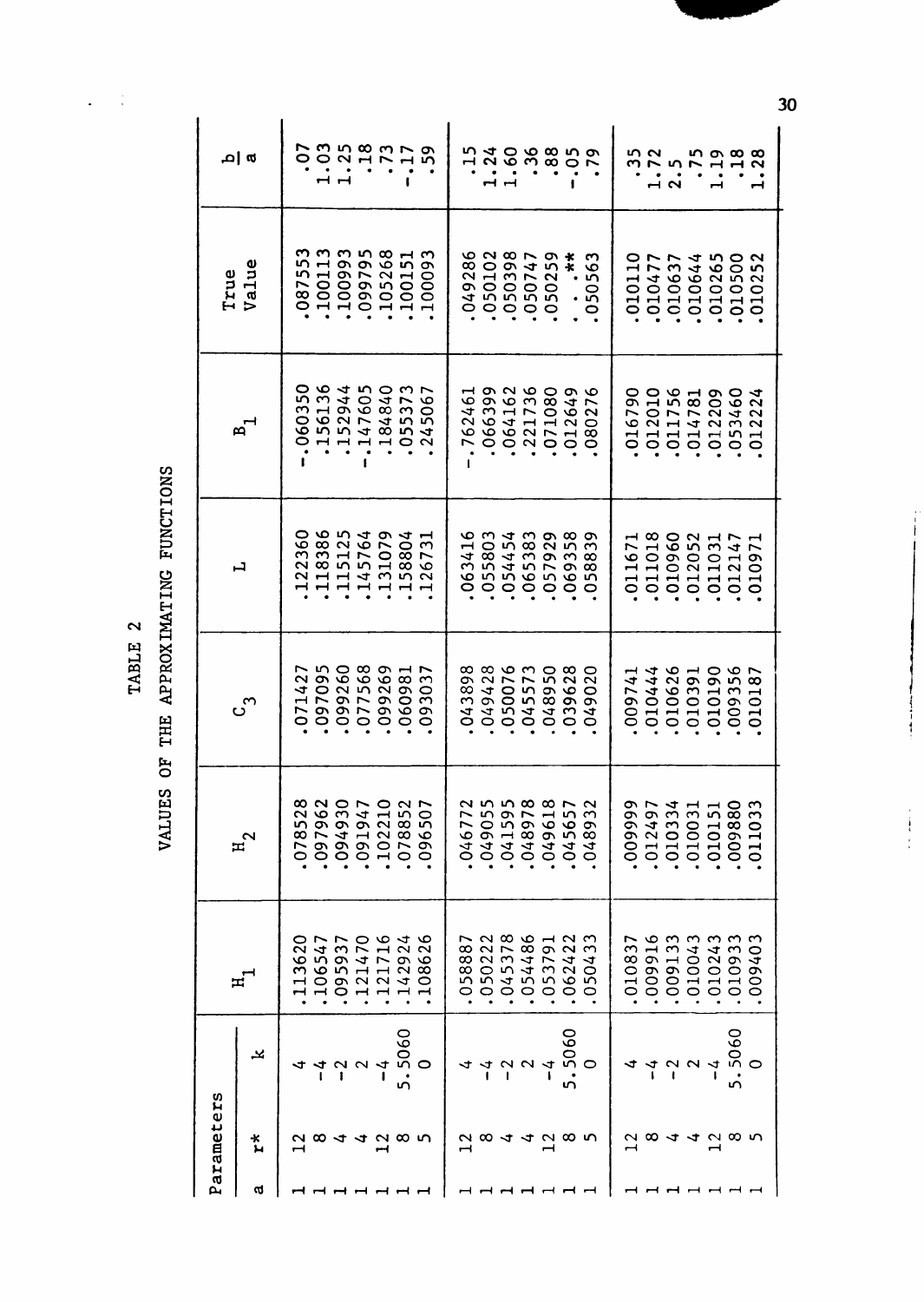TABLE 2

VALUES OF THE APPROXIMATING FUNCTIONS

| Parameters | | | $H_1$ | $H_2$ | $C_3$ | L | $B_1$ | True Value | $\frac{b}{a}$ |
|---|---|---|---|---|---|---|---|---|---|
| a | r* | k | | | | | | | |
| 1 | 12 | 4 | .113620 | .078528 | .071427 | .122360 | -.060350 | .087553 | .07 |
| 1 | 8 | -4 | .106547 | .097962 | .097095 | .118386 | .156136 | .100113 | 1.03 |
| 1 | 4 | -2 | .095937 | .094930 | .099260 | .115125 | .152944 | .100993 | 1.25 |
| 1 | 4 | 2 | .121470 | .091947 | .077568 | .145764 | -.147605 | .099795 | .18 |
| 1 | 12 | -4 | .121716 | .102210 | .099269 | .131079 | .184840 | .105268 | .73 |
| 1 | 8 | 5.5060 | .142924 | .078852 | .060981 | .158804 | .055373 | .100151 | -.17 |
| 1 | 5 | 0 | .108626 | .096507 | .093037 | .126731 | .245067 | .100093 | .59 |
| 1 | 12 | 4 | .058887 | .046772 | .043898 | .063416 | -.762461 | .049286 | .15 |
| 1 | 8 | -4 | .050222 | .049055 | .049428 | .055803 | .066399 | .050102 | 1.24 |
| 1 | 4 | -2 | .045378 | .041595 | .050076 | .054454 | .064162 | .050398 | 1.60 |
| 1 | 4 | 2 | .054486 | .048978 | .045573 | .065383 | .221736 | .050747 | .36 |
| 1 | 12 | -4 | .053791 | .049618 | .048950 | .057929 | .071080 | .050259 | .88 |
| 1 | 8 | 5.5060 | .062422 | .045657 | .039628 | .069358 | .012649 | . . .** | -.05 |
| 1 | 5 | 0 | .050433 | .048932 | .049020 | .058839 | .080276 | .050563 | .79 |
| 1 | 12 | 4 | .010837 | .009999 | .009741 | .011671 | .016790 | .010110 | .35 |
| 1 | 8 | -4 | .009916 | .012497 | .010444 | .011018 | .012010 | .010477 | 1.72 |
| 1 | 4 | -2 | .009133 | .010334 | .010626 | .010960 | .011756 | .010637 | 2.5 |
| 1 | 4 | 2 | .010043 | .010031 | .010391 | .012052 | .014781 | .010644 | .75 |
| 1 | 12 | -4 | .010243 | .010151 | .010190 | .011031 | .012209 | .010265 | 1.19 |
| 1 | 8 | 5.5060 | .010933 | .009880 | .009356 | .012147 | .053460 | .010500 | .18 |
| 1 | 5 | 0 | .009403 | .011033 | .010187 | .010971 | .012224 | .010252 | 1.28 |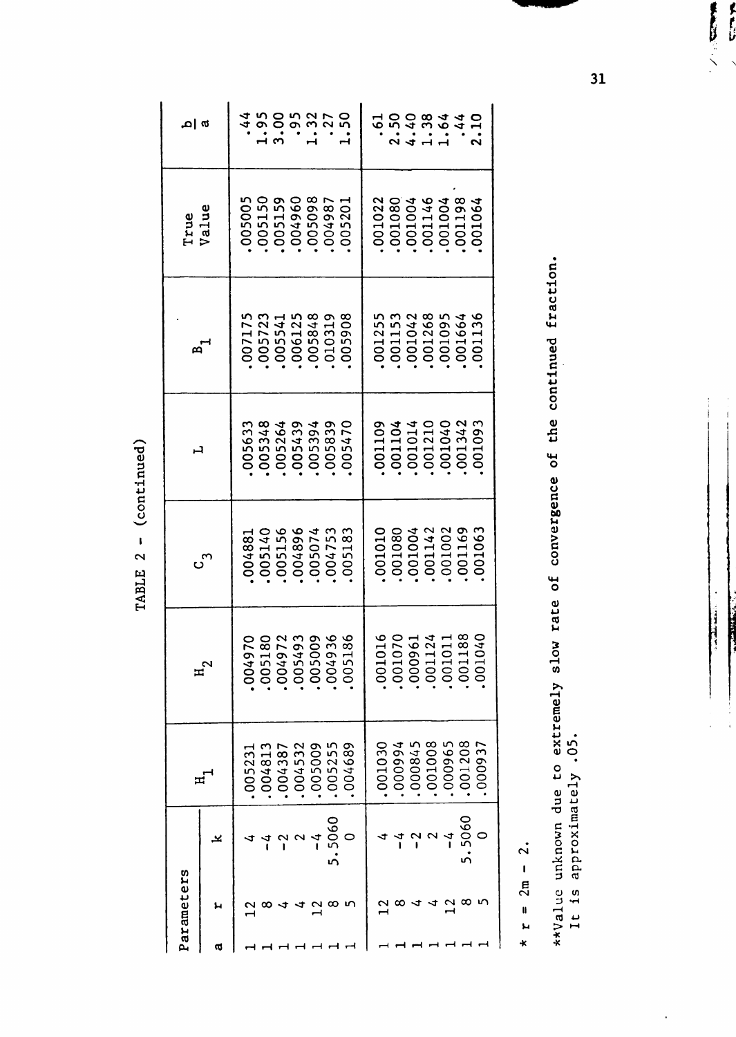TABLE 2 - (continued)

| Parameters | | | $H_1$ | $H_2$ | $C_3$ | L | $B_1$ | True Value | $\frac{b}{a}$ |
|---|---|---|---|---|---|---|---|---|---|
| a | r | k | | | | | | | |
| 1 | 12 | 4 | .005231 | .004970 | .004881 | .005633 | .007175 | .005005 | .44 |
| 1 | 8 | -4 | .004813 | .005180 | .005140 | .005348 | .005723 | .005150 | 1.95 |
| 1 | 4 | -2 | .004387 | .004972 | .005156 | .005264 | .005541 | .005159 | 3.00 |
| 1 | 4 | 2 | .004532 | .005493 | .004896 | .005439 | .006125 | .004960 | .95 |
| 1 | 12 | -4 | .005009 | .005009 | .005074 | .005394 | .005848 | .005098 | 1.32 |
| 1 | 8 | 5.5060 | .005255 | .004936 | .004753 | .005839 | .010319 | .004987 | .27 |
| 1 | 5 | 0 | .004689 | .005186 | .005183 | .005470 | .005908 | .005201 | 1.50 |
| 1 | 12 | 4 | .001030 | .001016 | .001010 | .001109 | .001255 | .001022 | .61 |
| 1 | 8 | -4 | .000994 | .001070 | .001080 | .001104 | .001153 | .001080 | 2.50 |
| 1 | 4 | -2 | .000845 | .000961 | .001004 | .001014 | .001042 | .001004 | 4.40 |
| 1 | 4 | 2 | .001008 | .001124 | .001142 | .001210 | .001268 | .001146 | 1.38 |
| 1 | 12 | -4 | .000965 | .001011 | .001002 | .001040 | .001095 | .001004 | 1.64 |
| 1 | 8 | 5.5060 | .001208 | .001188 | .001169 | .001342 | .001664 | .001198 | .44 |
| 1 | 5 | 0 | .000937 | .001040 | .001063 | .001093 | .001136 | .001064 | 2.10 |

* $r = 2m - 2$.

**Value unknown due to extremely slow rate of convergence of the continued fraction. It is approximately .05.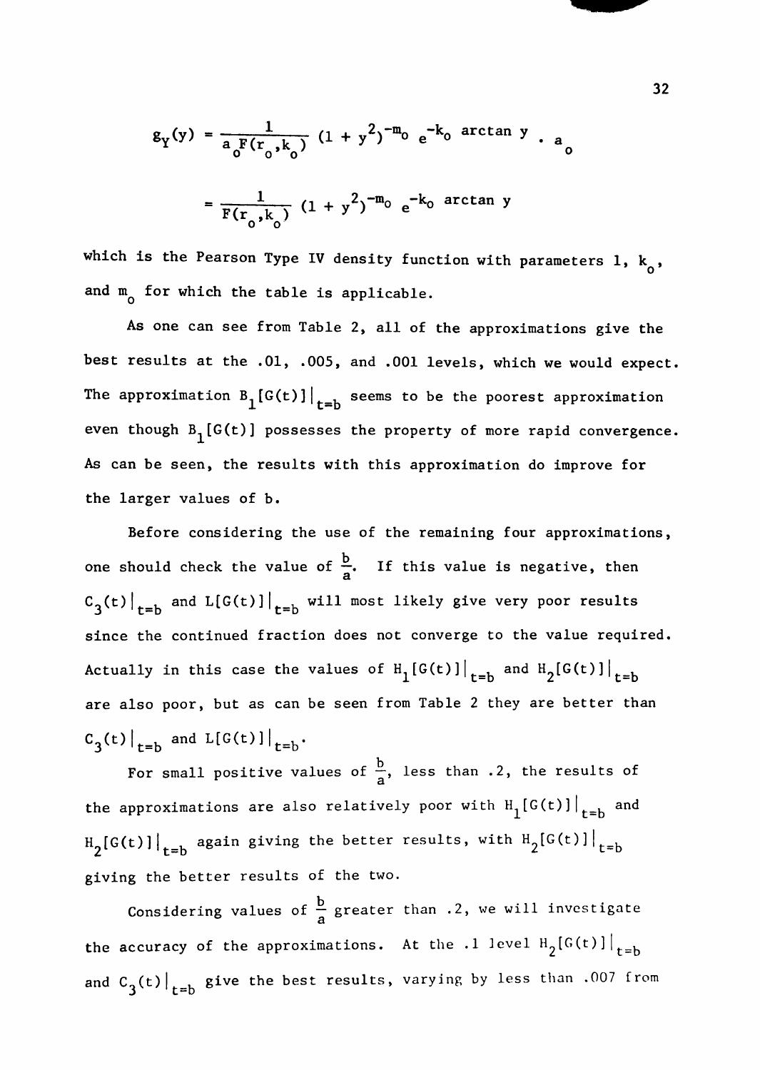$$g_Y(y) = \frac{1}{a_o F(r_o, k_o)} (1 + y^2)^{-m_o} e^{-k_o \arctan y} \cdot a_o$$

$$= \frac{1}{F(r_o, k_o)} (1 + y^2)^{-m_o} e^{-k_o \arctan y}$$

which is the Pearson Type IV density function with parameters 1, $k_o$, and $m_o$ for which the table is applicable.

As one can see from Table 2, all of the approximations give the best results at the .01, .005, and .001 levels, which we would expect. The approximation $B_1[G(t)]|_{t=b}$ seems to be the poorest approximation even though $B_1[G(t)]$ possesses the property of more rapid convergence. As can be seen, the results with this approximation do improve for the larger values of b.

Before considering the use of the remaining four approximations, one should check the value of $\frac{b}{a}$. If this value is negative, then $C_3(t)|_{t=b}$ and $L[G(t)]|_{t=b}$ will most likely give very poor results since the continued fraction does not converge to the value required. Actually in this case the values of $H_1[G(t)]|_{t=b}$ and $H_2[G(t)]|_{t=b}$ are also poor, but as can be seen from Table 2 they are better than $C_3(t)|_{t=b}$ and $L[G(t)]|_{t=b}$.

For small positive values of $\frac{b}{a}$, less than .2, the results of the approximations are also relatively poor with $H_1[G(t)]|_{t=b}$ and $H_2[G(t)]|_{t=b}$ again giving the better results, with $H_2[G(t)]|_{t=b}$ giving the better results of the two.

Considering values of $\frac{b}{a}$ greater than .2, we will investigate the accuracy of the approximations. At the .1 level $H_2[G(t)]|_{t=b}$ and $C_3(t)|_{t=b}$ give the best results, varying by less than .007 from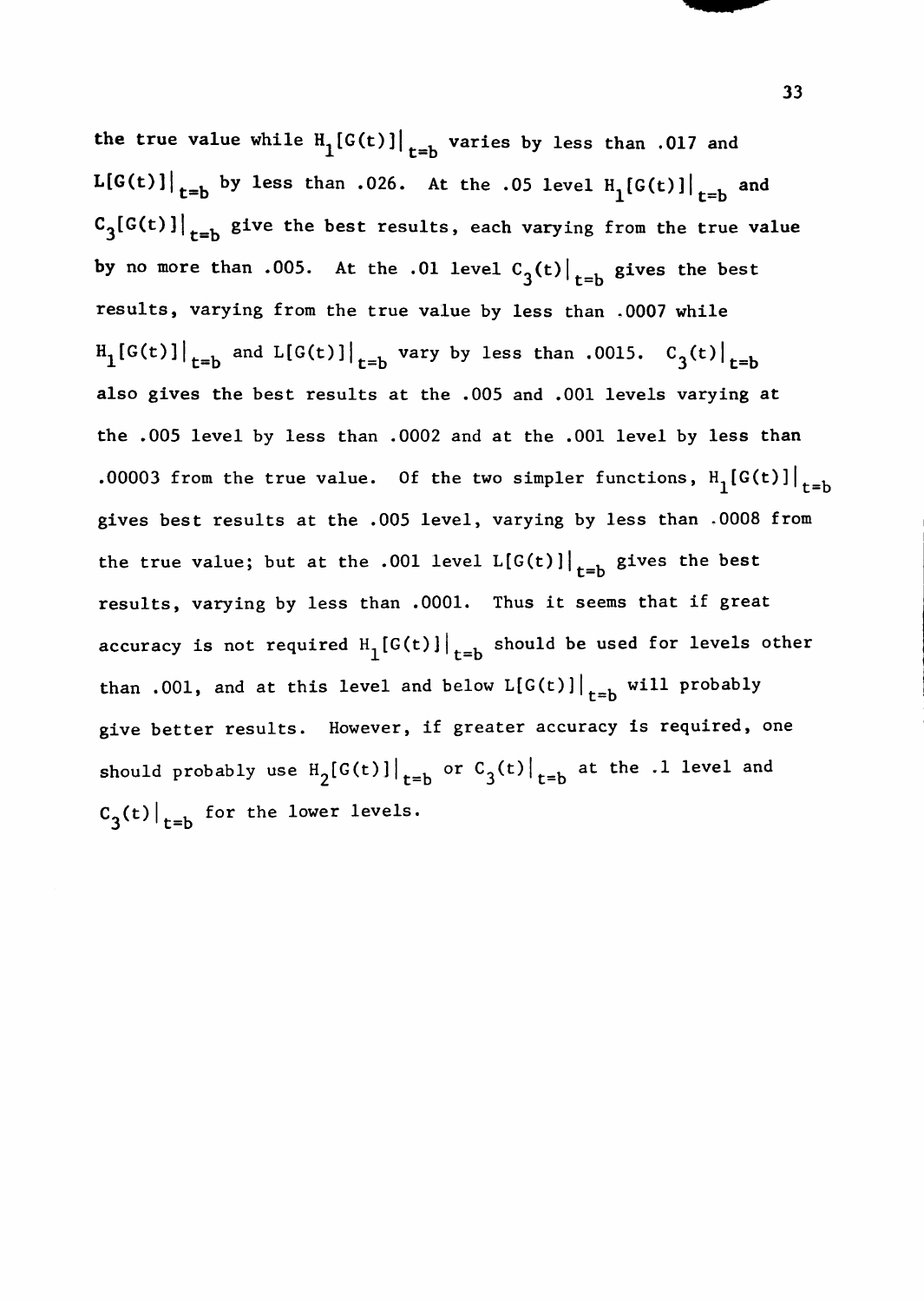the true value while $H_1[G(t)]|_{t=b}$ varies by less than .017 and $L[G(t)]|_{t=b}$ by less than .026. At the .05 level $H_1[G(t)]|_{t=b}$ and $C_3[G(t)]|_{t=b}$ give the best results, each varying from the true value by no more than .005. At the .01 level $C_3(t)|_{t=b}$ gives the best results, varying from the true value by less than .0007 while $H_1[G(t)]|_{t=b}$ and $L[G(t)]|_{t=b}$ vary by less than .0015. $C_3(t)|_{t=b}$ also gives the best results at the .005 and .001 levels varying at the .005 level by less than .0002 and at the .001 level by less than .00003 from the true value. Of the two simpler functions, $H_1[G(t)]|_{t=b}$ gives best results at the .005 level, varying by less than .0008 from the true value; but at the .001 level $L[G(t)]|_{t=b}$ gives the best results, varying by less than .0001. Thus it seems that if great accuracy is not required $H_1[G(t)]|_{t=b}$ should be used for levels other than .001, and at this level and below $L[G(t)]|_{t=b}$ will probably give better results. However, if greater accuracy is required, one should probably use $H_2[G(t)]|_{t=b}$ or $C_3(t)|_{t=b}$ at the .1 level and $C_3(t)|_{t=b}$ for the lower levels.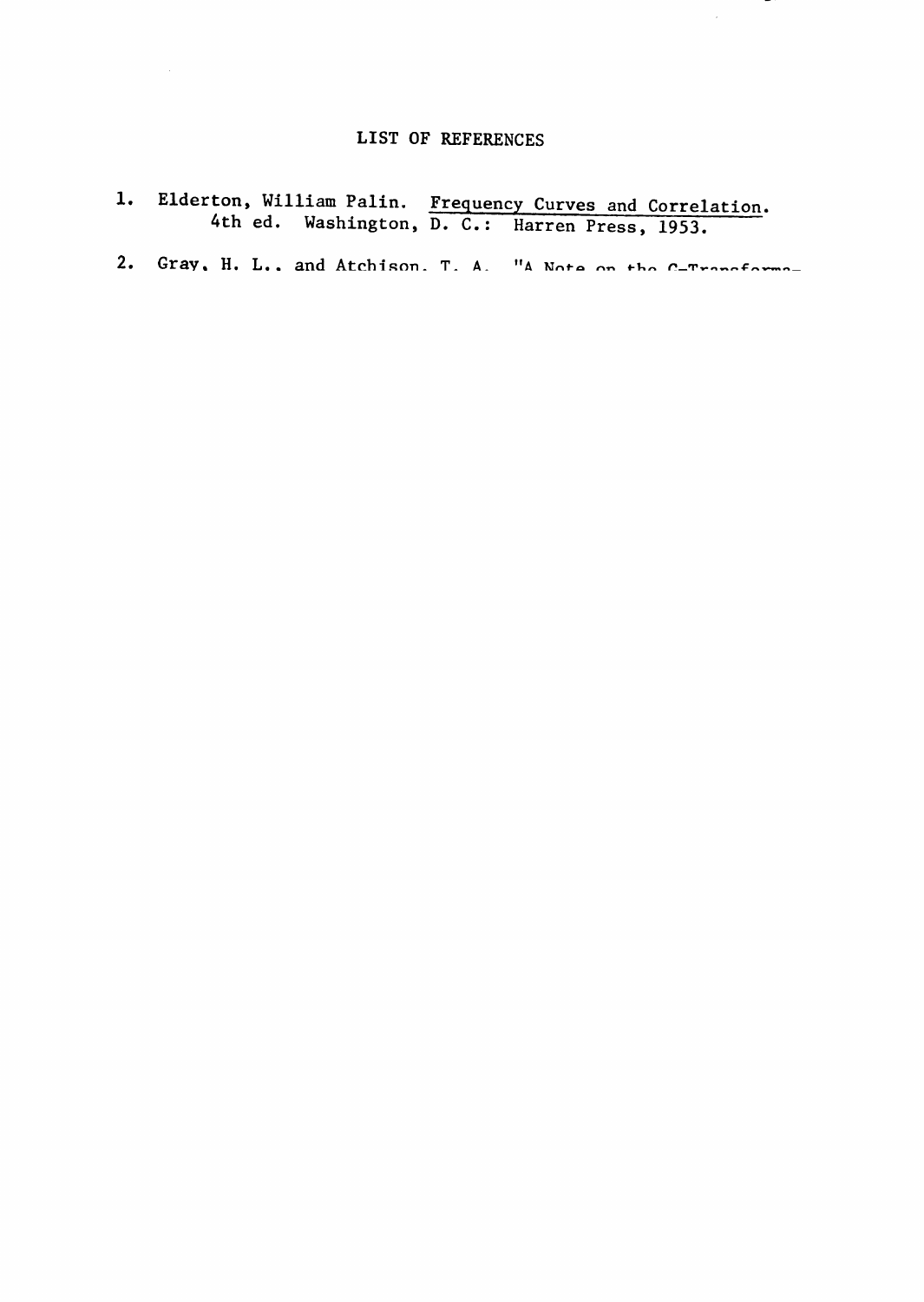# LIST OF REFERENCES

1. Elderton, William Palin. Frequency Curves and Correlation. 4th ed. Washington, D. C.: Harren Press, 1953.

2. Gray, H. L., and Atchison, T. A. "A Note on the G-Transforma-